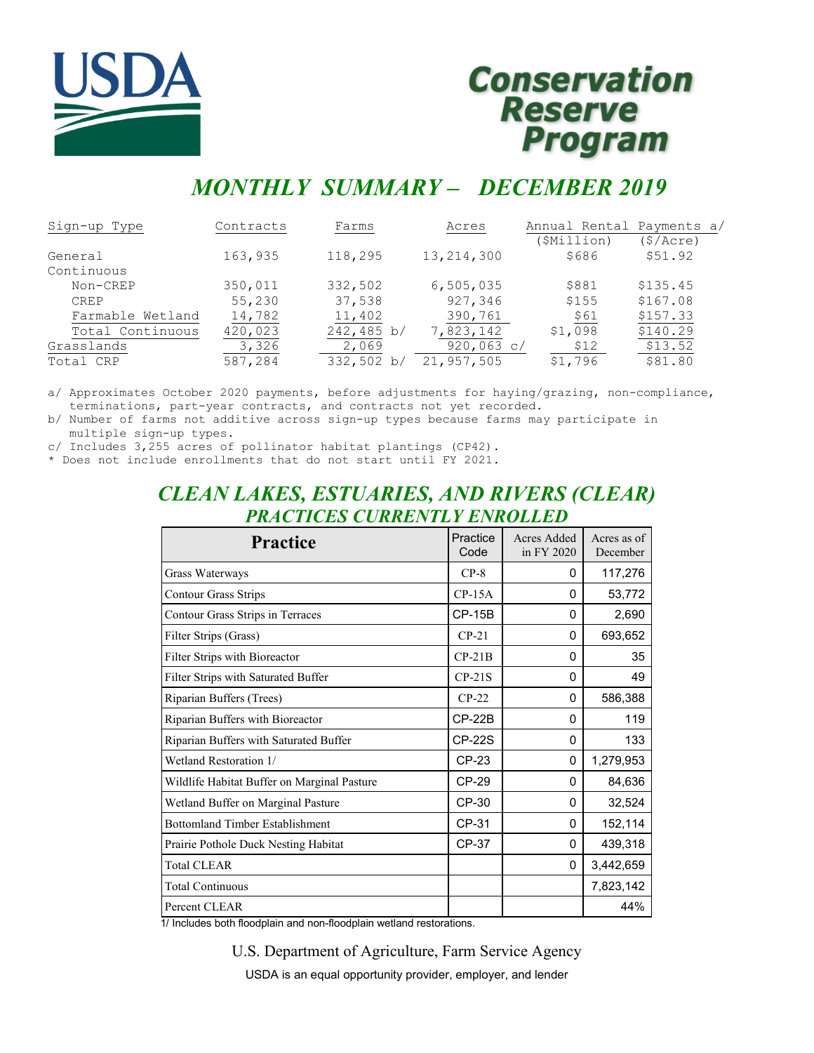# USDA

# Conservation Reserve Program

## MONTHLY SUMMARY – DECEMBER 2019

| Sign-up Type | Contracts | Farms | Acres | Annual Rental Payments a/ ($Million) | ($/Acre) |
|---|---|---|---|---|---|
| General | 163,935 | 118,295 | 13,214,300 | $686 | $51.92 |
| Continuous | | | | | |
| Non-CREP | 350,011 | 332,502 | 6,505,035 | $881 | $135.45 |
| CREP | 55,230 | 37,538 | 927,346 | $155 | $167.08 |
| Farmable Wetland | 14,782 | 11,402 | 390,761 | $61 | $157.33 |
| Total Continuous | 420,023 | 242,485 b/ | 7,823,142 | $1,098 | $140.29 |
| Grasslands | 3,326 | 2,069 | 920,063 c/ | $12 | $13.52 |
| Total CRP | 587,284 | 332,502 b/ | 21,957,505 | $1,796 | $81.80 |

a/ Approximates October 2020 payments, before adjustments for haying/grazing, non-compliance, terminations, part-year contracts, and contracts not yet recorded.
b/ Number of farms not additive across sign-up types because farms may participate in multiple sign-up types.
c/ Includes 3,255 acres of pollinator habitat plantings (CP42).
* Does not include enrollments that do not start until FY 2021.

## CLEAN LAKES, ESTUARIES, AND RIVERS (CLEAR) PRACTICES CURRENTLY ENROLLED

| Practice | Practice Code | Acres Added in FY 2020 | Acres as of December |
|---|---|---|---|
| Grass Waterways | CP-8 | 0 | 117,276 |
| Contour Grass Strips | CP-15A | 0 | 53,772 |
| Contour Grass Strips in Terraces | CP-15B | 0 | 2,690 |
| Filter Strips (Grass) | CP-21 | 0 | 693,652 |
| Filter Strips with Bioreactor | CP-21B | 0 | 35 |
| Filter Strips with Saturated Buffer | CP-21S | 0 | 49 |
| Riparian Buffers (Trees) | CP-22 | 0 | 586,388 |
| Riparian Buffers with Bioreactor | CP-22B | 0 | 119 |
| Riparian Buffers with Saturated Buffer | CP-22S | 0 | 133 |
| Wetland Restoration 1/ | CP-23 | 0 | 1,279,953 |
| Wildlife Habitat Buffer on Marginal Pasture | CP-29 | 0 | 84,636 |
| Wetland Buffer on Marginal Pasture | CP-30 | 0 | 32,524 |
| Bottomland Timber Establishment | CP-31 | 0 | 152,114 |
| Prairie Pothole Duck Nesting Habitat | CP-37 | 0 | 439,318 |
| Total CLEAR | | 0 | 3,442,659 |
| Total Continuous | | | 7,823,142 |
| Percent CLEAR | | | 44% |

1/ Includes both floodplain and non-floodplain wetland restorations.

U.S. Department of Agriculture, Farm Service Agency

USDA is an equal opportunity provider, employer, and lender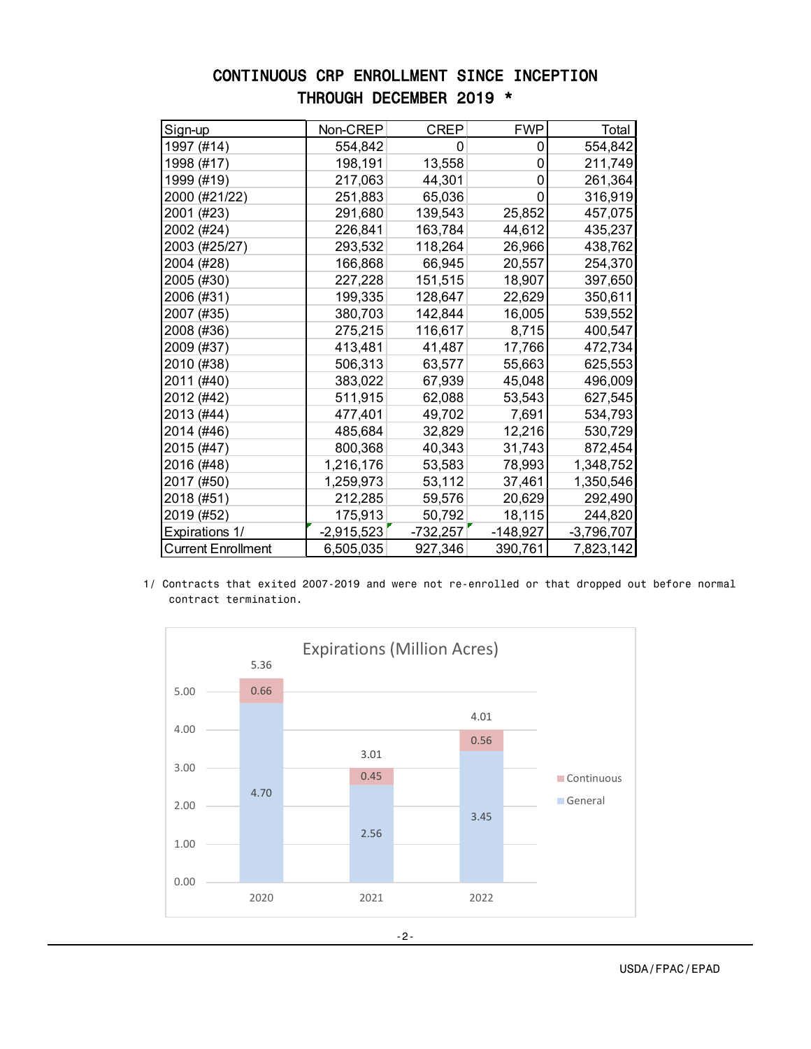# CONTINUOUS CRP ENROLLMENT SINCE INCEPTION THROUGH DECEMBER 2019 *

| Sign-up | Non-CREP | CREP | FWP | Total |
|---|---|---|---|---|
| 1997 (#14) | 554,842 | 0 | 0 | 554,842 |
| 1998 (#17) | 198,191 | 13,558 | 0 | 211,749 |
| 1999 (#19) | 217,063 | 44,301 | 0 | 261,364 |
| 2000 (#21/22) | 251,883 | 65,036 | 0 | 316,919 |
| 2001 (#23) | 291,680 | 139,543 | 25,852 | 457,075 |
| 2002 (#24) | 226,841 | 163,784 | 44,612 | 435,237 |
| 2003 (#25/27) | 293,532 | 118,264 | 26,966 | 438,762 |
| 2004 (#28) | 166,868 | 66,945 | 20,557 | 254,370 |
| 2005 (#30) | 227,228 | 151,515 | 18,907 | 397,650 |
| 2006 (#31) | 199,335 | 128,647 | 22,629 | 350,611 |
| 2007 (#35) | 380,703 | 142,844 | 16,005 | 539,552 |
| 2008 (#36) | 275,215 | 116,617 | 8,715 | 400,547 |
| 2009 (#37) | 413,481 | 41,487 | 17,766 | 472,734 |
| 2010 (#38) | 506,313 | 63,577 | 55,663 | 625,553 |
| 2011 (#40) | 383,022 | 67,939 | 45,048 | 496,009 |
| 2012 (#42) | 511,915 | 62,088 | 53,543 | 627,545 |
| 2013 (#44) | 477,401 | 49,702 | 7,691 | 534,793 |
| 2014 (#46) | 485,684 | 32,829 | 12,216 | 530,729 |
| 2015 (#47) | 800,368 | 40,343 | 31,743 | 872,454 |
| 2016 (#48) | 1,216,176 | 53,583 | 78,993 | 1,348,752 |
| 2017 (#50) | 1,259,973 | 53,112 | 37,461 | 1,350,546 |
| 2018 (#51) | 212,285 | 59,576 | 20,629 | 292,490 |
| 2019 (#52) | 175,913 | 50,792 | 18,115 | 244,820 |
| Expirations 1/ | -2,915,523 | -732,257 | -148,927 | -3,796,707 |
| Current Enrollment | 6,505,035 | 927,346 | 390,761 | 7,823,142 |

1/ Contracts that exited 2007-2019 and were not re-enrolled or that dropped out before normal contract termination.

**Expirations (Million Acres)**

| Year | General | Continuous | Total |
|---|---|---|---|
| 2020 | 4.70 | 0.66 | 5.36 |
| 2021 | 2.56 | 0.45 | 3.01 |
| 2022 | 3.45 | 0.56 | 4.01 |

USDA/FPAC/EPAD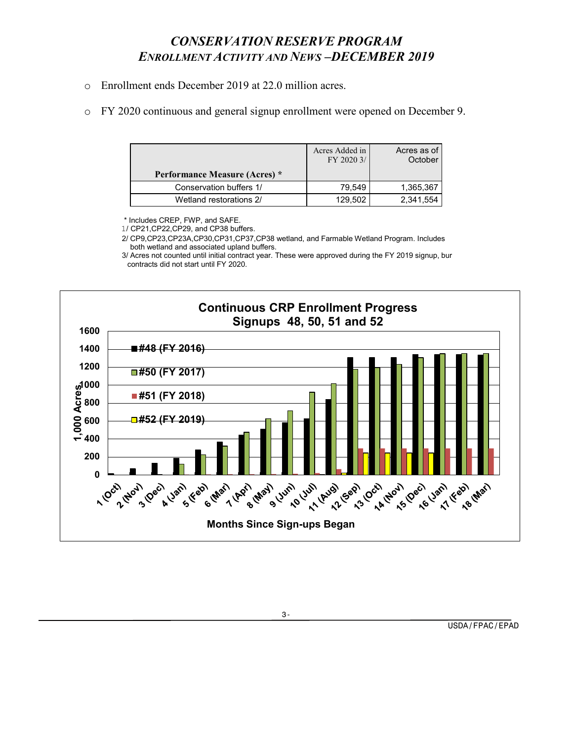# *CONSERVATION RESERVE PROGRAM*
## *ENROLLMENT ACTIVITY AND NEWS –DECEMBER 2019*

- Enrollment ends December 2019 at 22.0 million acres.
- FY 2020 continuous and general signup enrollment were opened on December 9.

| Performance Measure (Acres) * | Acres Added in FY 2020 3/ | Acres as of October |
|---|---|---|
| Conservation buffers 1/ | 79,549 | 1,365,367 |
| Wetland restorations 2/ | 129,502 | 2,341,554 |

\* Includes CREP, FWP, and SAFE.
1/ CP21,CP22,CP29, and CP38 buffers.
2/ CP9,CP23,CP23A,CP30,CP31,CP37,CP38 wetland, and Farmable Wetland Program. Includes both wetland and associated upland buffers.
3/ Acres not counted until initial contract year. These were approved during the FY 2019 signup, bur contracts did not start until FY 2020.

**Continuous CRP Enrollment Progress**
**Signups 48, 50, 51 and 52**

Legend: #48 (FY 2016); #50 (FY 2017); #51 (FY 2018); #52 (FY 2019)

Y-axis: 1,000 Acres (0–1600)

X-axis: Months Since Sign-ups Began — 1 (Oct), 2 (Nov), 3 (Dec), 4 (Jan), 5 (Feb), 6 (Mar), 7 (Apr), 8 (May), 9 (Jun), 10 (Jul), 11 (Aug), 12 (Sep), 13 (Oct), 14 (Nov), 15 (Dec), 16 (Jan), 17 (Feb), 18 (Mar)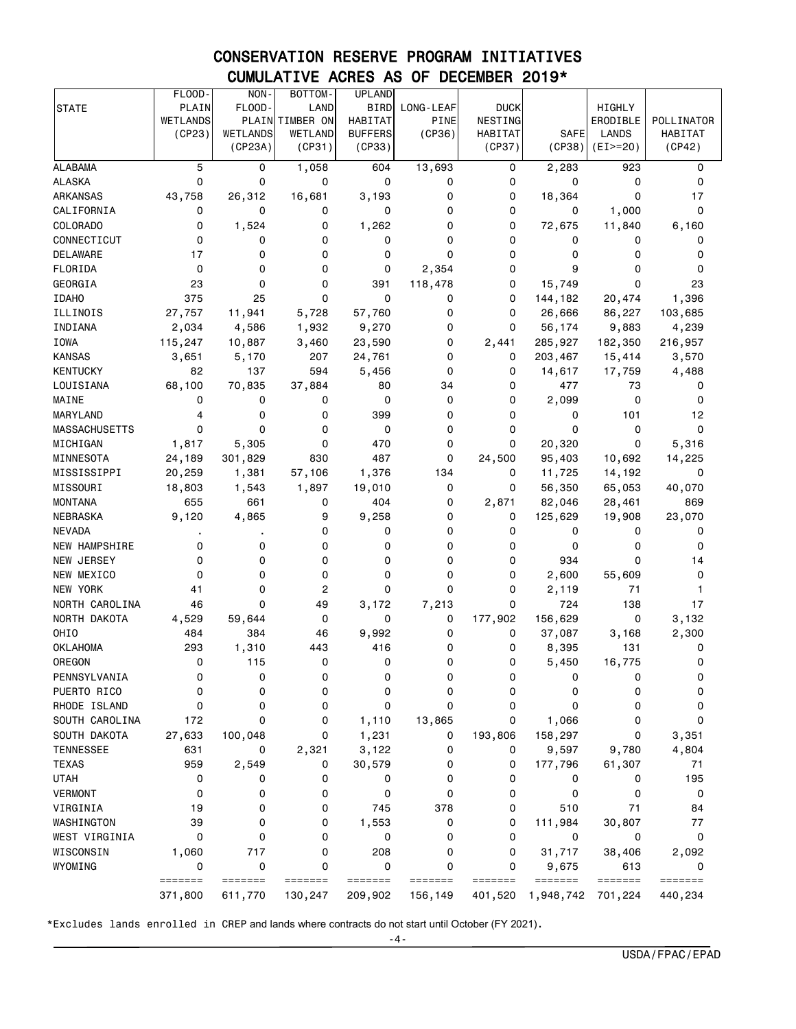# CONSERVATION RESERVE PROGRAM INITIATIVES
## CUMULATIVE ACRES AS OF DECEMBER 2019*

| STATE | FLOOD-PLAIN WETLANDS (CP23) | NON-FLOOD-PLAIN WETLANDS (CP23A) | BOTTOM-LAND TIMBER ON WETLAND (CP31) | UPLAND BIRD HABITAT BUFFERS (CP33) | LONG-LEAF PINE (CP36) | DUCK NESTING HABITAT (CP37) | SAFE (CP38) | HIGHLY ERODIBLE LANDS (EI>=20) | POLLINATOR HABITAT (CP42) |
|---|---|---|---|---|---|---|---|---|---|
| ALABAMA | 5 | 0 | 1,058 | 604 | 13,693 | 0 | 2,283 | 923 | 0 |
| ALASKA | 0 | 0 | 0 | 0 | 0 | 0 | 0 | 0 | 0 |
| ARKANSAS | 43,758 | 26,312 | 16,681 | 3,193 | 0 | 0 | 18,364 | 0 | 17 |
| CALIFORNIA | 0 | 0 | 0 | 0 | 0 | 0 | 0 | 1,000 | 0 |
| COLORADO | 0 | 1,524 | 0 | 1,262 | 0 | 0 | 72,675 | 11,840 | 6,160 |
| CONNECTICUT | 0 | 0 | 0 | 0 | 0 | 0 | 0 | 0 | 0 |
| DELAWARE | 17 | 0 | 0 | 0 | 0 | 0 | 0 | 0 | 0 |
| FLORIDA | 0 | 0 | 0 | 0 | 2,354 | 0 | 9 | 0 | 0 |
| GEORGIA | 23 | 0 | 0 | 391 | 118,478 | 0 | 15,749 | 0 | 23 |
| IDAHO | 375 | 25 | 0 | 0 | 0 | 0 | 144,182 | 20,474 | 1,396 |
| ILLINOIS | 27,757 | 11,941 | 5,728 | 57,760 | 0 | 0 | 26,666 | 86,227 | 103,685 |
| INDIANA | 2,034 | 4,586 | 1,932 | 9,270 | 0 | 0 | 56,174 | 9,883 | 4,239 |
| IOWA | 115,247 | 10,887 | 3,460 | 23,590 | 0 | 2,441 | 285,927 | 182,350 | 216,957 |
| KANSAS | 3,651 | 5,170 | 207 | 24,761 | 0 | 0 | 203,467 | 15,414 | 3,570 |
| KENTUCKY | 82 | 137 | 594 | 5,456 | 0 | 0 | 14,617 | 17,759 | 4,488 |
| LOUISIANA | 68,100 | 70,835 | 37,884 | 80 | 34 | 0 | 477 | 73 | 0 |
| MAINE | 0 | 0 | 0 | 0 | 0 | 0 | 2,099 | 0 | 0 |
| MARYLAND | 4 | 0 | 0 | 399 | 0 | 0 | 0 | 101 | 12 |
| MASSACHUSETTS | 0 | 0 | 0 | 0 | 0 | 0 | 0 | 0 | 0 |
| MICHIGAN | 1,817 | 5,305 | 0 | 470 | 0 | 0 | 20,320 | 0 | 5,316 |
| MINNESOTA | 24,189 | 301,829 | 830 | 487 | 0 | 24,500 | 95,403 | 10,692 | 14,225 |
| MISSISSIPPI | 20,259 | 1,381 | 57,106 | 1,376 | 134 | 0 | 11,725 | 14,192 | 0 |
| MISSOURI | 18,803 | 1,543 | 1,897 | 19,010 | 0 | 0 | 56,350 | 65,053 | 40,070 |
| MONTANA | 655 | 661 | 0 | 404 | 0 | 2,871 | 82,046 | 28,461 | 869 |
| NEBRASKA | 9,120 | 4,865 | 9 | 9,258 | 0 | 0 | 125,629 | 19,908 | 23,070 |
| NEVADA | . | . | 0 | 0 | 0 | 0 | 0 | 0 | 0 |
| NEW HAMPSHIRE | 0 | 0 | 0 | 0 | 0 | 0 | 0 | 0 | 0 |
| NEW JERSEY | 0 | 0 | 0 | 0 | 0 | 0 | 934 | 0 | 14 |
| NEW MEXICO | 0 | 0 | 0 | 0 | 0 | 0 | 2,600 | 55,609 | 0 |
| NEW YORK | 41 | 0 | 2 | 0 | 0 | 0 | 2,119 | 71 | 1 |
| NORTH CAROLINA | 46 | 0 | 49 | 3,172 | 7,213 | 0 | 724 | 138 | 17 |
| NORTH DAKOTA | 4,529 | 59,644 | 0 | 0 | 0 | 177,902 | 156,629 | 0 | 3,132 |
| OHIO | 484 | 384 | 46 | 9,992 | 0 | 0 | 37,087 | 3,168 | 2,300 |
| OKLAHOMA | 293 | 1,310 | 443 | 416 | 0 | 0 | 8,395 | 131 | 0 |
| OREGON | 0 | 115 | 0 | 0 | 0 | 0 | 5,450 | 16,775 | 0 |
| PENNSYLVANIA | 0 | 0 | 0 | 0 | 0 | 0 | 0 | 0 | 0 |
| PUERTO RICO | 0 | 0 | 0 | 0 | 0 | 0 | 0 | 0 | 0 |
| RHODE ISLAND | 0 | 0 | 0 | 0 | 0 | 0 | 0 | 0 | 0 |
| SOUTH CAROLINA | 172 | 0 | 0 | 1,110 | 13,865 | 0 | 1,066 | 0 | 0 |
| SOUTH DAKOTA | 27,633 | 100,048 | 0 | 1,231 | 0 | 193,806 | 158,297 | 0 | 3,351 |
| TENNESSEE | 631 | 0 | 2,321 | 3,122 | 0 | 0 | 9,597 | 9,780 | 4,804 |
| TEXAS | 959 | 2,549 | 0 | 30,579 | 0 | 0 | 177,796 | 61,307 | 71 |
| UTAH | 0 | 0 | 0 | 0 | 0 | 0 | 0 | 0 | 195 |
| VERMONT | 0 | 0 | 0 | 0 | 0 | 0 | 0 | 0 | 0 |
| VIRGINIA | 19 | 0 | 0 | 745 | 378 | 0 | 510 | 71 | 84 |
| WASHINGTON | 39 | 0 | 0 | 1,553 | 0 | 0 | 111,984 | 30,807 | 77 |
| WEST VIRGINIA | 0 | 0 | 0 | 0 | 0 | 0 | 0 | 0 | 0 |
| WISCONSIN | 1,060 | 717 | 0 | 208 | 0 | 0 | 31,717 | 38,406 | 2,092 |
| WYOMING | 0 | 0 | 0 | 0 | 0 | 0 | 9,675 | 613 | 0 |
| | ======= | ======= | ======= | ======= | ======= | ======= | ======= | ======= | ======= |
| | 371,800 | 611,770 | 130,247 | 209,902 | 156,149 | 401,520 | 1,948,742 | 701,224 | 440,234 |

*Excludes lands enrolled in CREP and lands where contracts do not start until October (FY 2021).

USDA/FPAC/EPAD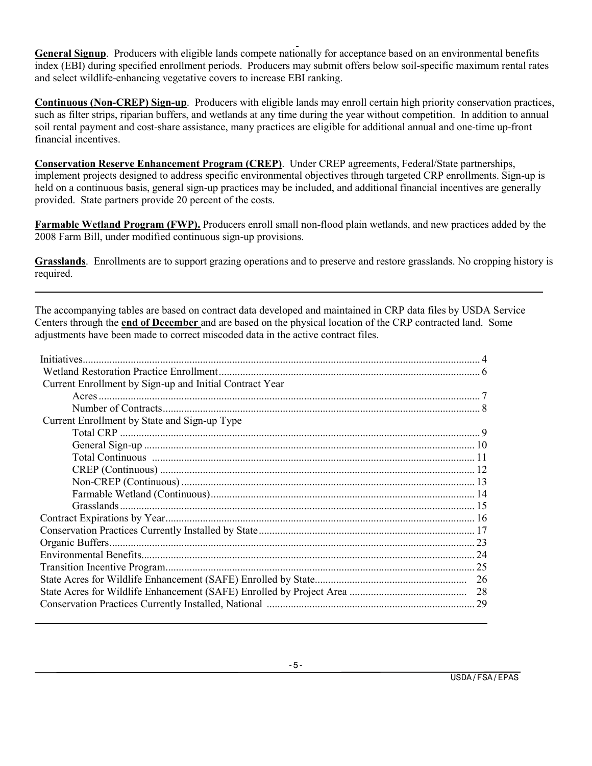**General Signup**. Producers with eligible lands compete nationally for acceptance based on an environmental benefits index (EBI) during specified enrollment periods. Producers may submit offers below soil-specific maximum rental rates and select wildlife-enhancing vegetative covers to increase EBI ranking.

**Continuous (Non-CREP) Sign-up**. Producers with eligible lands may enroll certain high priority conservation practices, such as filter strips, riparian buffers, and wetlands at any time during the year without competition. In addition to annual soil rental payment and cost-share assistance, many practices are eligible for additional annual and one-time up-front financial incentives.

**Conservation Reserve Enhancement Program (CREP)**. Under CREP agreements, Federal/State partnerships, implement projects designed to address specific environmental objectives through targeted CRP enrollments. Sign-up is held on a continuous basis, general sign-up practices may be included, and additional financial incentives are generally provided. State partners provide 20 percent of the costs.

**Farmable Wetland Program (FWP).** Producers enroll small non-flood plain wetlands, and new practices added by the 2008 Farm Bill, under modified continuous sign-up provisions.

**Grasslands**. Enrollments are to support grazing operations and to preserve and restore grasslands. No cropping history is required.

---

The accompanying tables are based on contract data developed and maintained in CRP data files by USDA Service Centers through the **end of December** and are based on the physical location of the CRP contracted land. Some adjustments have been made to correct miscoded data in the active contract files.

| | |
|---|---|
| Initiatives | 4 |
| Wetland Restoration Practice Enrollment | 6 |
| Current Enrollment by Sign-up and Initial Contract Year | |
| Acres | 7 |
| Number of Contracts | 8 |
| Current Enrollment by State and Sign-up Type | |
| Total CRP | 9 |
| General Sign-up | 10 |
| Total Continuous | 11 |
| CREP (Continuous) | 12 |
| Non-CREP (Continuous) | 13 |
| Farmable Wetland (Continuous) | 14 |
| Grasslands | 15 |
| Contract Expirations by Year | 16 |
| Conservation Practices Currently Installed by State | 17 |
| Organic Buffers | 23 |
| Environmental Benefits | 24 |
| Transition Incentive Program | 25 |
| State Acres for Wildlife Enhancement (SAFE) Enrolled by State | 26 |
| State Acres for Wildlife Enhancement (SAFE) Enrolled by Project Area | 28 |
| Conservation Practices Currently Installed, National | 29 |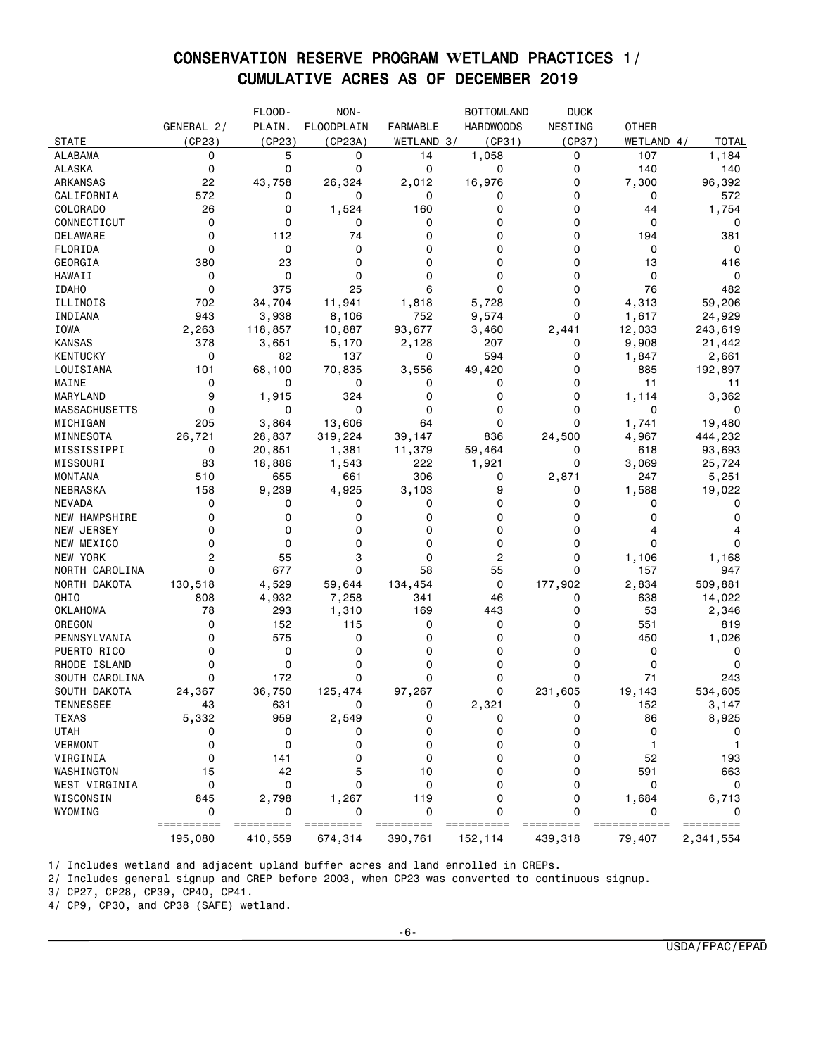# CONSERVATION RESERVE PROGRAM WETLAND PRACTICES 1/
## CUMULATIVE ACRES AS OF DECEMBER 2019

| STATE | GENERAL 2/ (CP23) | FLOOD-PLAIN. (CP23) | NON-FLOODPLAIN (CP23A) | FARMABLE WETLAND 3/ | BOTTOMLAND HARDWOODS (CP31) | DUCK NESTING (CP37) | OTHER WETLAND 4/ | TOTAL |
|---|---|---|---|---|---|---|---|---|
| ALABAMA | 0 | 5 | 0 | 14 | 1,058 | 0 | 107 | 1,184 |
| ALASKA | 0 | 0 | 0 | 0 | 0 | 0 | 140 | 140 |
| ARKANSAS | 22 | 43,758 | 26,324 | 2,012 | 16,976 | 0 | 7,300 | 96,392 |
| CALIFORNIA | 572 | 0 | 0 | 0 | 0 | 0 | 0 | 572 |
| COLORADO | 26 | 0 | 1,524 | 160 | 0 | 0 | 44 | 1,754 |
| CONNECTICUT | 0 | 0 | 0 | 0 | 0 | 0 | 0 | 0 |
| DELAWARE | 0 | 112 | 74 | 0 | 0 | 0 | 194 | 381 |
| FLORIDA | 0 | 0 | 0 | 0 | 0 | 0 | 0 | 0 |
| GEORGIA | 380 | 23 | 0 | 0 | 0 | 0 | 13 | 416 |
| HAWAII | 0 | 0 | 0 | 0 | 0 | 0 | 0 | 0 |
| IDAHO | 0 | 375 | 25 | 6 | 0 | 0 | 76 | 482 |
| ILLINOIS | 702 | 34,704 | 11,941 | 1,818 | 5,728 | 0 | 4,313 | 59,206 |
| INDIANA | 943 | 3,938 | 8,106 | 752 | 9,574 | 0 | 1,617 | 24,929 |
| IOWA | 2,263 | 118,857 | 10,887 | 93,677 | 3,460 | 2,441 | 12,033 | 243,619 |
| KANSAS | 378 | 3,651 | 5,170 | 2,128 | 207 | 0 | 9,908 | 21,442 |
| KENTUCKY | 0 | 82 | 137 | 0 | 594 | 0 | 1,847 | 2,661 |
| LOUISIANA | 101 | 68,100 | 70,835 | 3,556 | 49,420 | 0 | 885 | 192,897 |
| MAINE | 0 | 0 | 0 | 0 | 0 | 0 | 11 | 11 |
| MARYLAND | 9 | 1,915 | 324 | 0 | 0 | 0 | 1,114 | 3,362 |
| MASSACHUSETTS | 0 | 0 | 0 | 0 | 0 | 0 | 0 | 0 |
| MICHIGAN | 205 | 3,864 | 13,606 | 64 | 0 | 0 | 1,741 | 19,480 |
| MINNESOTA | 26,721 | 28,837 | 319,224 | 39,147 | 836 | 24,500 | 4,967 | 444,232 |
| MISSISSIPPI | 0 | 20,851 | 1,381 | 11,379 | 59,464 | 0 | 618 | 93,693 |
| MISSOURI | 83 | 18,886 | 1,543 | 222 | 1,921 | 0 | 3,069 | 25,724 |
| MONTANA | 510 | 655 | 661 | 306 | 0 | 2,871 | 247 | 5,251 |
| NEBRASKA | 158 | 9,239 | 4,925 | 3,103 | 9 | 0 | 1,588 | 19,022 |
| NEVADA | 0 | 0 | 0 | 0 | 0 | 0 | 0 | 0 |
| NEW HAMPSHIRE | 0 | 0 | 0 | 0 | 0 | 0 | 0 | 0 |
| NEW JERSEY | 0 | 0 | 0 | 0 | 0 | 0 | 4 | 4 |
| NEW MEXICO | 0 | 0 | 0 | 0 | 0 | 0 | 0 | 0 |
| NEW YORK | 2 | 55 | 3 | 0 | 2 | 0 | 1,106 | 1,168 |
| NORTH CAROLINA | 0 | 677 | 0 | 58 | 55 | 0 | 157 | 947 |
| NORTH DAKOTA | 130,518 | 4,529 | 59,644 | 134,454 | 0 | 177,902 | 2,834 | 509,881 |
| OHIO | 808 | 4,932 | 7,258 | 341 | 46 | 0 | 638 | 14,022 |
| OKLAHOMA | 78 | 293 | 1,310 | 169 | 443 | 0 | 53 | 2,346 |
| OREGON | 0 | 152 | 115 | 0 | 0 | 0 | 551 | 819 |
| PENNSYLVANIA | 0 | 575 | 0 | 0 | 0 | 0 | 450 | 1,026 |
| PUERTO RICO | 0 | 0 | 0 | 0 | 0 | 0 | 0 | 0 |
| RHODE ISLAND | 0 | 0 | 0 | 0 | 0 | 0 | 0 | 0 |
| SOUTH CAROLINA | 0 | 172 | 0 | 0 | 0 | 0 | 71 | 243 |
| SOUTH DAKOTA | 24,367 | 36,750 | 125,474 | 97,267 | 0 | 231,605 | 19,143 | 534,605 |
| TENNESSEE | 43 | 631 | 0 | 0 | 2,321 | 0 | 152 | 3,147 |
| TEXAS | 5,332 | 959 | 2,549 | 0 | 0 | 0 | 86 | 8,925 |
| UTAH | 0 | 0 | 0 | 0 | 0 | 0 | 0 | 0 |
| VERMONT | 0 | 0 | 0 | 0 | 0 | 0 | 1 | 1 |
| VIRGINIA | 0 | 141 | 0 | 0 | 0 | 0 | 52 | 193 |
| WASHINGTON | 15 | 42 | 5 | 10 | 0 | 0 | 591 | 663 |
| WEST VIRGINIA | 0 | 0 | 0 | 0 | 0 | 0 | 0 | 0 |
| WISCONSIN | 845 | 2,798 | 1,267 | 119 | 0 | 0 | 1,684 | 6,713 |
| WYOMING | 0 | 0 | 0 | 0 | 0 | 0 | 0 | 0 |
| | 195,080 | 410,559 | 674,314 | 390,761 | 152,114 | 439,318 | 79,407 | 2,341,554 |

1/ Includes wetland and adjacent upland buffer acres and land enrolled in CREPs.

2/ Includes general signup and CREP before 2003, when CP23 was converted to continuous signup.

3/ CP27, CP28, CP39, CP40, CP41.

4/ CP9, CP30, and CP38 (SAFE) wetland.

USDA/FPAC/EPAD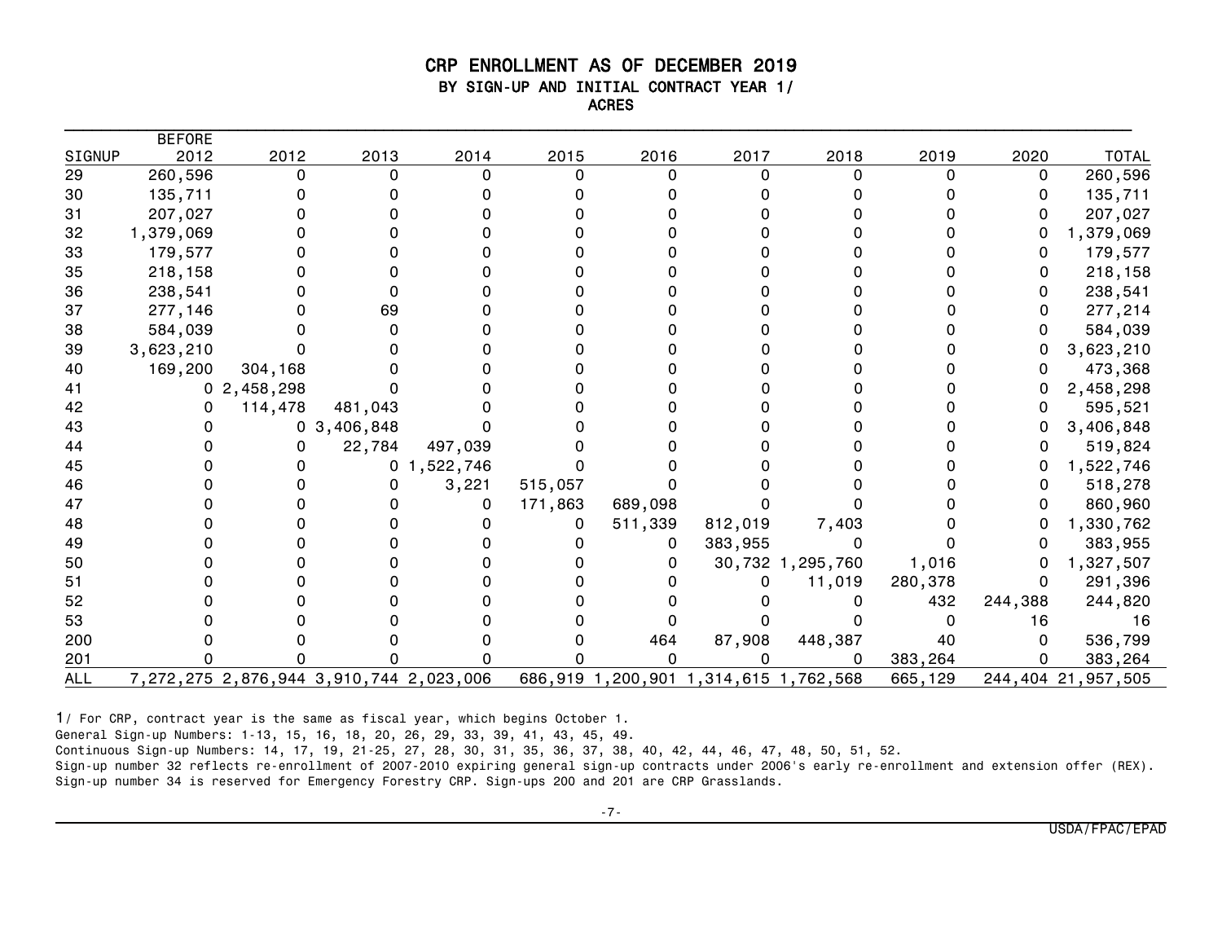# CRP ENROLLMENT AS OF DECEMBER 2019

## BY SIGN-UP AND INITIAL CONTRACT YEAR 1/

ACRES

| SIGNUP | BEFORE 2012 | 2012 | 2013 | 2014 | 2015 | 2016 | 2017 | 2018 | 2019 | 2020 | TOTAL |
|---|---|---|---|---|---|---|---|---|---|---|---|
| 29 | 260,596 | 0 | 0 | 0 | 0 | 0 | 0 | 0 | 0 | 0 | 260,596 |
| 30 | 135,711 | 0 | 0 | 0 | 0 | 0 | 0 | 0 | 0 | 0 | 135,711 |
| 31 | 207,027 | 0 | 0 | 0 | 0 | 0 | 0 | 0 | 0 | 0 | 207,027 |
| 32 | 1,379,069 | 0 | 0 | 0 | 0 | 0 | 0 | 0 | 0 | 0 | 1,379,069 |
| 33 | 179,577 | 0 | 0 | 0 | 0 | 0 | 0 | 0 | 0 | 0 | 179,577 |
| 35 | 218,158 | 0 | 0 | 0 | 0 | 0 | 0 | 0 | 0 | 0 | 218,158 |
| 36 | 238,541 | 0 | 0 | 0 | 0 | 0 | 0 | 0 | 0 | 0 | 238,541 |
| 37 | 277,146 | 0 | 69 | 0 | 0 | 0 | 0 | 0 | 0 | 0 | 277,214 |
| 38 | 584,039 | 0 | 0 | 0 | 0 | 0 | 0 | 0 | 0 | 0 | 584,039 |
| 39 | 3,623,210 | 0 | 0 | 0 | 0 | 0 | 0 | 0 | 0 | 0 | 3,623,210 |
| 40 | 169,200 | 304,168 | 0 | 0 | 0 | 0 | 0 | 0 | 0 | 0 | 473,368 |
| 41 | 0 | 2,458,298 | 0 | 0 | 0 | 0 | 0 | 0 | 0 | 0 | 2,458,298 |
| 42 | 0 | 114,478 | 481,043 | 0 | 0 | 0 | 0 | 0 | 0 | 0 | 595,521 |
| 43 | 0 | 0 | 3,406,848 | 0 | 0 | 0 | 0 | 0 | 0 | 0 | 3,406,848 |
| 44 | 0 | 0 | 22,784 | 497,039 | 0 | 0 | 0 | 0 | 0 | 0 | 519,824 |
| 45 | 0 | 0 | 0 | 1,522,746 | 0 | 0 | 0 | 0 | 0 | 0 | 1,522,746 |
| 46 | 0 | 0 | 0 | 3,221 | 515,057 | 0 | 0 | 0 | 0 | 0 | 518,278 |
| 47 | 0 | 0 | 0 | 0 | 171,863 | 689,098 | 0 | 0 | 0 | 0 | 860,960 |
| 48 | 0 | 0 | 0 | 0 | 0 | 511,339 | 812,019 | 7,403 | 0 | 0 | 1,330,762 |
| 49 | 0 | 0 | 0 | 0 | 0 | 0 | 383,955 | 0 | 0 | 0 | 383,955 |
| 50 | 0 | 0 | 0 | 0 | 0 | 0 | 30,732 | 1,295,760 | 1,016 | 0 | 1,327,507 |
| 51 | 0 | 0 | 0 | 0 | 0 | 0 | 0 | 11,019 | 280,378 | 0 | 291,396 |
| 52 | 0 | 0 | 0 | 0 | 0 | 0 | 0 | 0 | 432 | 244,388 | 244,820 |
| 53 | 0 | 0 | 0 | 0 | 0 | 0 | 0 | 0 | 0 | 16 | 16 |
| 200 | 0 | 0 | 0 | 0 | 0 | 464 | 87,908 | 448,387 | 40 | 0 | 536,799 |
| 201 | 0 | 0 | 0 | 0 | 0 | 0 | 0 | 0 | 383,264 | 0 | 383,264 |
| ALL | 7,272,275 | 2,876,944 | 3,910,744 | 2,023,006 | 686,919 | 1,200,901 | 1,314,615 | 1,762,568 | 665,129 | 244,404 | 21,957,505 |

1/ For CRP, contract year is the same as fiscal year, which begins October 1.

General Sign-up Numbers: 1-13, 15, 16, 18, 20, 26, 29, 33, 39, 41, 43, 45, 49.

Continuous Sign-up Numbers: 14, 17, 19, 21-25, 27, 28, 30, 31, 35, 36, 37, 38, 40, 42, 44, 46, 47, 48, 50, 51, 52.

Sign-up number 32 reflects re-enrollment of 2007-2010 expiring general sign-up contracts under 2006's early re-enrollment and extension offer (REX).
Sign-up number 34 is reserved for Emergency Forestry CRP. Sign-ups 200 and 201 are CRP Grasslands.

USDA/FPAC/EPAD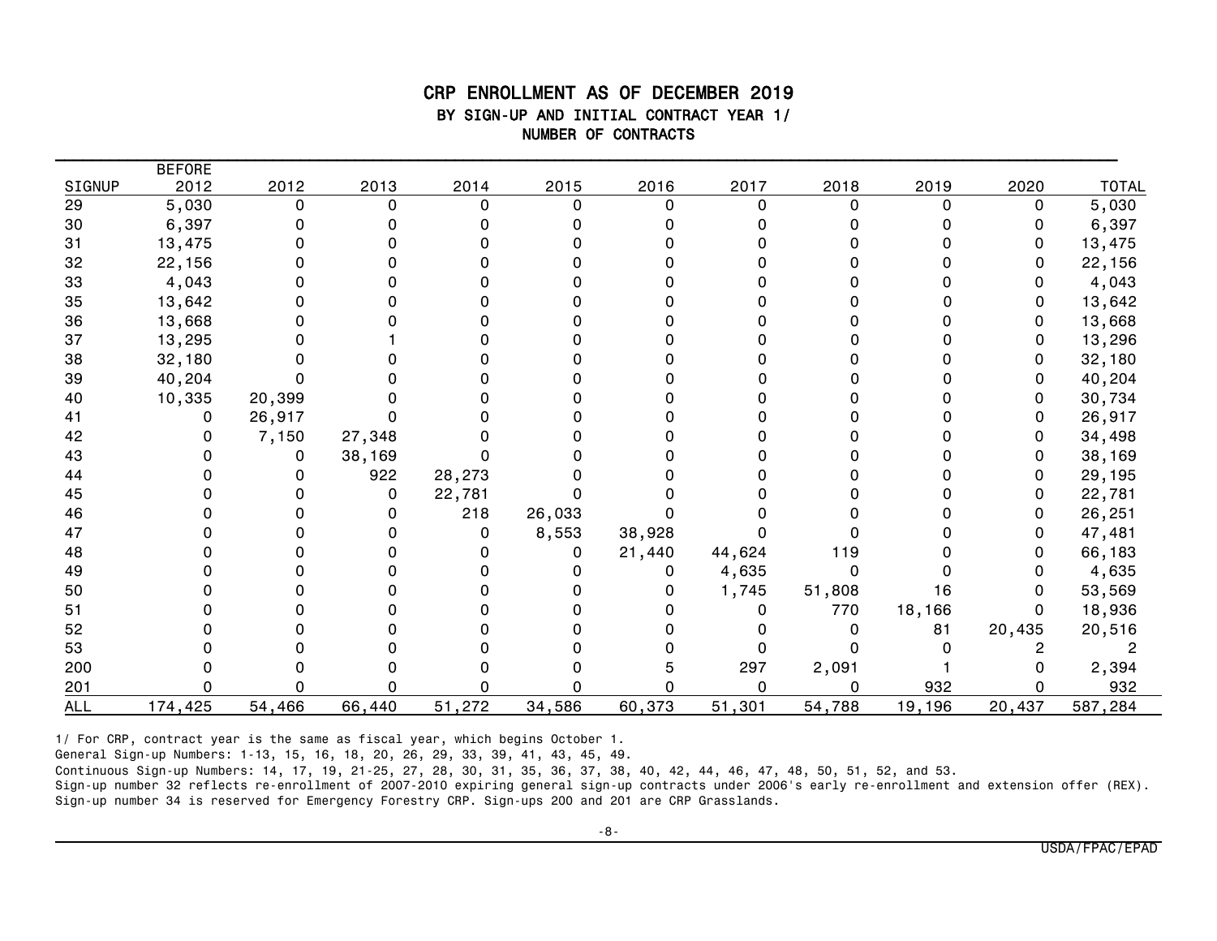# CRP ENROLLMENT AS OF DECEMBER 2019

## BY SIGN-UP AND INITIAL CONTRACT YEAR 1/

### NUMBER OF CONTRACTS

| SIGNUP | BEFORE 2012 | 2012 | 2013 | 2014 | 2015 | 2016 | 2017 | 2018 | 2019 | 2020 | TOTAL |
|---|---|---|---|---|---|---|---|---|---|---|---|
| 29 | 5,030 | 0 | 0 | 0 | 0 | 0 | 0 | 0 | 0 | 0 | 5,030 |
| 30 | 6,397 | 0 | 0 | 0 | 0 | 0 | 0 | 0 | 0 | 0 | 6,397 |
| 31 | 13,475 | 0 | 0 | 0 | 0 | 0 | 0 | 0 | 0 | 0 | 13,475 |
| 32 | 22,156 | 0 | 0 | 0 | 0 | 0 | 0 | 0 | 0 | 0 | 22,156 |
| 33 | 4,043 | 0 | 0 | 0 | 0 | 0 | 0 | 0 | 0 | 0 | 4,043 |
| 35 | 13,642 | 0 | 0 | 0 | 0 | 0 | 0 | 0 | 0 | 0 | 13,642 |
| 36 | 13,668 | 0 | 0 | 0 | 0 | 0 | 0 | 0 | 0 | 0 | 13,668 |
| 37 | 13,295 | 0 | 1 | 0 | 0 | 0 | 0 | 0 | 0 | 0 | 13,296 |
| 38 | 32,180 | 0 | 0 | 0 | 0 | 0 | 0 | 0 | 0 | 0 | 32,180 |
| 39 | 40,204 | 0 | 0 | 0 | 0 | 0 | 0 | 0 | 0 | 0 | 40,204 |
| 40 | 10,335 | 20,399 | 0 | 0 | 0 | 0 | 0 | 0 | 0 | 0 | 30,734 |
| 41 | 0 | 26,917 | 0 | 0 | 0 | 0 | 0 | 0 | 0 | 0 | 26,917 |
| 42 | 0 | 7,150 | 27,348 | 0 | 0 | 0 | 0 | 0 | 0 | 0 | 34,498 |
| 43 | 0 | 0 | 38,169 | 0 | 0 | 0 | 0 | 0 | 0 | 0 | 38,169 |
| 44 | 0 | 0 | 922 | 28,273 | 0 | 0 | 0 | 0 | 0 | 0 | 29,195 |
| 45 | 0 | 0 | 0 | 22,781 | 0 | 0 | 0 | 0 | 0 | 0 | 22,781 |
| 46 | 0 | 0 | 0 | 218 | 26,033 | 0 | 0 | 0 | 0 | 0 | 26,251 |
| 47 | 0 | 0 | 0 | 0 | 8,553 | 38,928 | 0 | 0 | 0 | 0 | 47,481 |
| 48 | 0 | 0 | 0 | 0 | 0 | 21,440 | 44,624 | 119 | 0 | 0 | 66,183 |
| 49 | 0 | 0 | 0 | 0 | 0 | 0 | 4,635 | 0 | 0 | 0 | 4,635 |
| 50 | 0 | 0 | 0 | 0 | 0 | 0 | 1,745 | 51,808 | 16 | 0 | 53,569 |
| 51 | 0 | 0 | 0 | 0 | 0 | 0 | 0 | 770 | 18,166 | 0 | 18,936 |
| 52 | 0 | 0 | 0 | 0 | 0 | 0 | 0 | 0 | 81 | 20,435 | 20,516 |
| 53 | 0 | 0 | 0 | 0 | 0 | 0 | 0 | 0 | 0 | 2 | 2 |
| 200 | 0 | 0 | 0 | 0 | 0 | 5 | 297 | 2,091 | 1 | 0 | 2,394 |
| 201 | 0 | 0 | 0 | 0 | 0 | 0 | 0 | 0 | 932 | 0 | 932 |
| ALL | 174,425 | 54,466 | 66,440 | 51,272 | 34,586 | 60,373 | 51,301 | 54,788 | 19,196 | 20,437 | 587,284 |

1/ For CRP, contract year is the same as fiscal year, which begins October 1.

General Sign-up Numbers: 1-13, 15, 16, 18, 20, 26, 29, 33, 39, 41, 43, 45, 49.

Continuous Sign-up Numbers: 14, 17, 19, 21-25, 27, 28, 30, 31, 35, 36, 37, 38, 40, 42, 44, 46, 47, 48, 50, 51, 52, and 53.

Sign-up number 32 reflects re-enrollment of 2007-2010 expiring general sign-up contracts under 2006's early re-enrollment and extension offer (REX).

Sign-up number 34 is reserved for Emergency Forestry CRP. Sign-ups 200 and 201 are CRP Grasslands.

USDA/FPAC/EPAD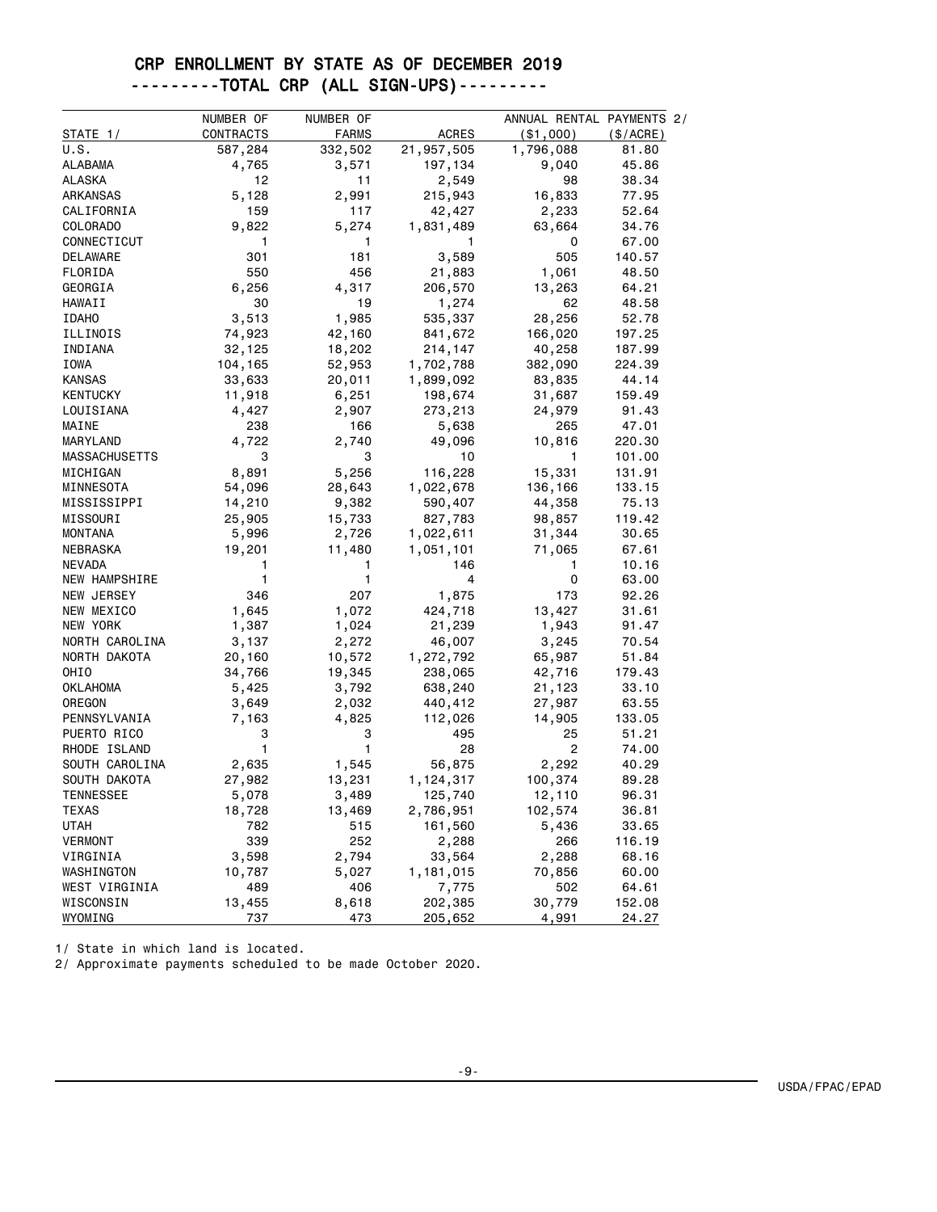# CRP ENROLLMENT BY STATE AS OF DECEMBER 2019

## ---------TOTAL CRP (ALL SIGN-UPS)---------

| STATE 1/ | NUMBER OF CONTRACTS | NUMBER OF FARMS | ACRES | ANNUAL RENTAL PAYMENTS 2/ ($1,000) | ($/ACRE) |
|---|---|---|---|---|---|
| U.S. | 587,284 | 332,502 | 21,957,505 | 1,796,088 | 81.80 |
| ALABAMA | 4,765 | 3,571 | 197,134 | 9,040 | 45.86 |
| ALASKA | 12 | 11 | 2,549 | 98 | 38.34 |
| ARKANSAS | 5,128 | 2,991 | 215,943 | 16,833 | 77.95 |
| CALIFORNIA | 159 | 117 | 42,427 | 2,233 | 52.64 |
| COLORADO | 9,822 | 5,274 | 1,831,489 | 63,664 | 34.76 |
| CONNECTICUT | 1 | 1 | 1 | 0 | 67.00 |
| DELAWARE | 301 | 181 | 3,589 | 505 | 140.57 |
| FLORIDA | 550 | 456 | 21,883 | 1,061 | 48.50 |
| GEORGIA | 6,256 | 4,317 | 206,570 | 13,263 | 64.21 |
| HAWAII | 30 | 19 | 1,274 | 62 | 48.58 |
| IDAHO | 3,513 | 1,985 | 535,337 | 28,256 | 52.78 |
| ILLINOIS | 74,923 | 42,160 | 841,672 | 166,020 | 197.25 |
| INDIANA | 32,125 | 18,202 | 214,147 | 40,258 | 187.99 |
| IOWA | 104,165 | 52,953 | 1,702,788 | 382,090 | 224.39 |
| KANSAS | 33,633 | 20,011 | 1,899,092 | 83,835 | 44.14 |
| KENTUCKY | 11,918 | 6,251 | 198,674 | 31,687 | 159.49 |
| LOUISIANA | 4,427 | 2,907 | 273,213 | 24,979 | 91.43 |
| MAINE | 238 | 166 | 5,638 | 265 | 47.01 |
| MARYLAND | 4,722 | 2,740 | 49,096 | 10,816 | 220.30 |
| MASSACHUSETTS | 3 | 3 | 10 | 1 | 101.00 |
| MICHIGAN | 8,891 | 5,256 | 116,228 | 15,331 | 131.91 |
| MINNESOTA | 54,096 | 28,643 | 1,022,678 | 136,166 | 133.15 |
| MISSISSIPPI | 14,210 | 9,382 | 590,407 | 44,358 | 75.13 |
| MISSOURI | 25,905 | 15,733 | 827,783 | 98,857 | 119.42 |
| MONTANA | 5,996 | 2,726 | 1,022,611 | 31,344 | 30.65 |
| NEBRASKA | 19,201 | 11,480 | 1,051,101 | 71,065 | 67.61 |
| NEVADA | 1 | 1 | 146 | 1 | 10.16 |
| NEW HAMPSHIRE | 1 | 1 | 4 | 0 | 63.00 |
| NEW JERSEY | 346 | 207 | 1,875 | 173 | 92.26 |
| NEW MEXICO | 1,645 | 1,072 | 424,718 | 13,427 | 31.61 |
| NEW YORK | 1,387 | 1,024 | 21,239 | 1,943 | 91.47 |
| NORTH CAROLINA | 3,137 | 2,272 | 46,007 | 3,245 | 70.54 |
| NORTH DAKOTA | 20,160 | 10,572 | 1,272,792 | 65,987 | 51.84 |
| OHIO | 34,766 | 19,345 | 238,065 | 42,716 | 179.43 |
| OKLAHOMA | 5,425 | 3,792 | 638,240 | 21,123 | 33.10 |
| OREGON | 3,649 | 2,032 | 440,412 | 27,987 | 63.55 |
| PENNSYLVANIA | 7,163 | 4,825 | 112,026 | 14,905 | 133.05 |
| PUERTO RICO | 3 | 3 | 495 | 25 | 51.21 |
| RHODE ISLAND | 1 | 1 | 28 | 2 | 74.00 |
| SOUTH CAROLINA | 2,635 | 1,545 | 56,875 | 2,292 | 40.29 |
| SOUTH DAKOTA | 27,982 | 13,231 | 1,124,317 | 100,374 | 89.28 |
| TENNESSEE | 5,078 | 3,489 | 125,740 | 12,110 | 96.31 |
| TEXAS | 18,728 | 13,469 | 2,786,951 | 102,574 | 36.81 |
| UTAH | 782 | 515 | 161,560 | 5,436 | 33.65 |
| VERMONT | 339 | 252 | 2,288 | 266 | 116.19 |
| VIRGINIA | 3,598 | 2,794 | 33,564 | 2,288 | 68.16 |
| WASHINGTON | 10,787 | 5,027 | 1,181,015 | 70,856 | 60.00 |
| WEST VIRGINIA | 489 | 406 | 7,775 | 502 | 64.61 |
| WISCONSIN | 13,455 | 8,618 | 202,385 | 30,779 | 152.08 |
| WYOMING | 737 | 473 | 205,652 | 4,991 | 24.27 |

1/ State in which land is located.

2/ Approximate payments scheduled to be made October 2020.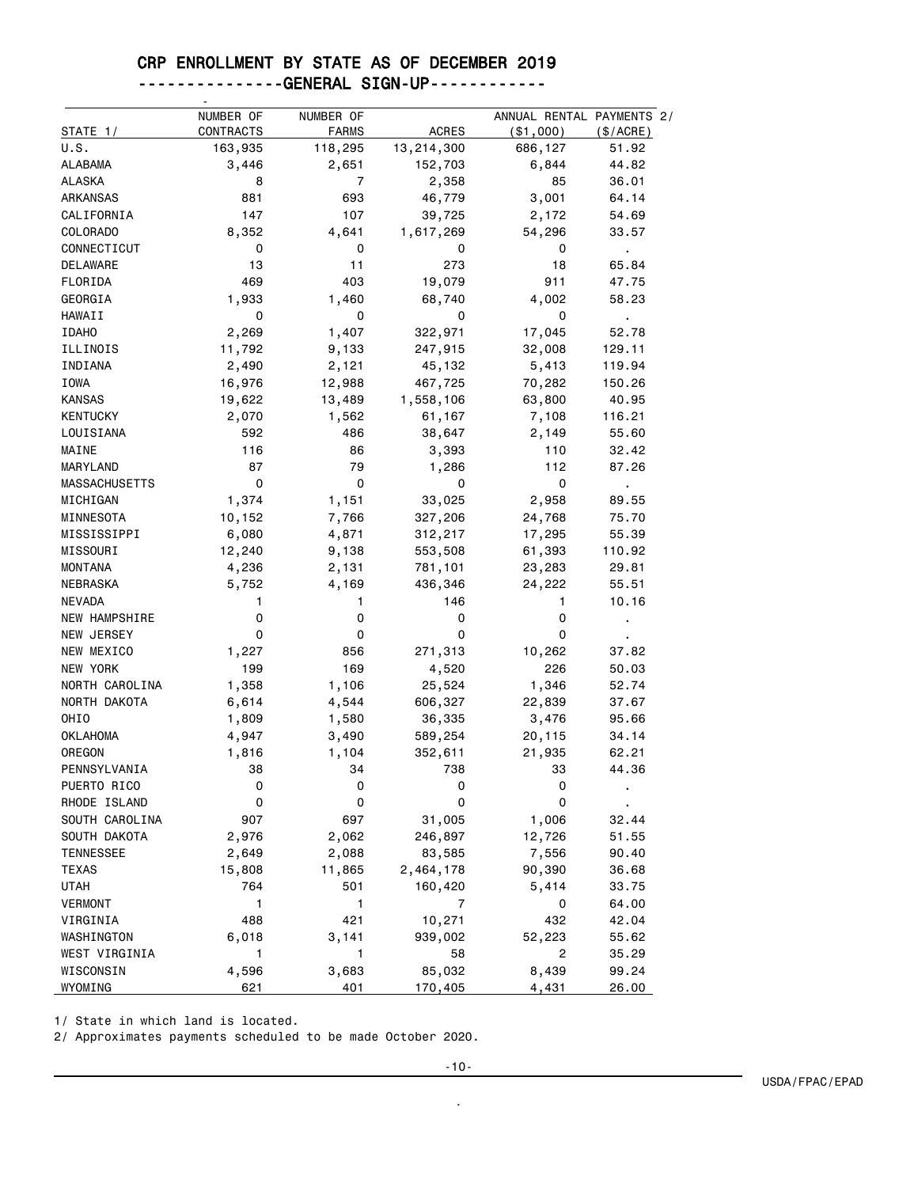# CRP ENROLLMENT BY STATE AS OF DECEMBER 2019

## ---------------GENERAL SIGN-UP------------

| STATE 1/ | NUMBER OF CONTRACTS | NUMBER OF FARMS | ACRES | ANNUAL RENTAL PAYMENTS 2/ ($1,000) | ($/ACRE) |
|---|---:|---:|---:|---:|---:|
| U.S. | 163,935 | 118,295 | 13,214,300 | 686,127 | 51.92 |
| ALABAMA | 3,446 | 2,651 | 152,703 | 6,844 | 44.82 |
| ALASKA | 8 | 7 | 2,358 | 85 | 36.01 |
| ARKANSAS | 881 | 693 | 46,779 | 3,001 | 64.14 |
| CALIFORNIA | 147 | 107 | 39,725 | 2,172 | 54.69 |
| COLORADO | 8,352 | 4,641 | 1,617,269 | 54,296 | 33.57 |
| CONNECTICUT | 0 | 0 | 0 | 0 | . |
| DELAWARE | 13 | 11 | 273 | 18 | 65.84 |
| FLORIDA | 469 | 403 | 19,079 | 911 | 47.75 |
| GEORGIA | 1,933 | 1,460 | 68,740 | 4,002 | 58.23 |
| HAWAII | 0 | 0 | 0 | 0 | . |
| IDAHO | 2,269 | 1,407 | 322,971 | 17,045 | 52.78 |
| ILLINOIS | 11,792 | 9,133 | 247,915 | 32,008 | 129.11 |
| INDIANA | 2,490 | 2,121 | 45,132 | 5,413 | 119.94 |
| IOWA | 16,976 | 12,988 | 467,725 | 70,282 | 150.26 |
| KANSAS | 19,622 | 13,489 | 1,558,106 | 63,800 | 40.95 |
| KENTUCKY | 2,070 | 1,562 | 61,167 | 7,108 | 116.21 |
| LOUISIANA | 592 | 486 | 38,647 | 2,149 | 55.60 |
| MAINE | 116 | 86 | 3,393 | 110 | 32.42 |
| MARYLAND | 87 | 79 | 1,286 | 112 | 87.26 |
| MASSACHUSETTS | 0 | 0 | 0 | 0 | . |
| MICHIGAN | 1,374 | 1,151 | 33,025 | 2,958 | 89.55 |
| MINNESOTA | 10,152 | 7,766 | 327,206 | 24,768 | 75.70 |
| MISSISSIPPI | 6,080 | 4,871 | 312,217 | 17,295 | 55.39 |
| MISSOURI | 12,240 | 9,138 | 553,508 | 61,393 | 110.92 |
| MONTANA | 4,236 | 2,131 | 781,101 | 23,283 | 29.81 |
| NEBRASKA | 5,752 | 4,169 | 436,346 | 24,222 | 55.51 |
| NEVADA | 1 | 1 | 146 | 1 | 10.16 |
| NEW HAMPSHIRE | 0 | 0 | 0 | 0 | . |
| NEW JERSEY | 0 | 0 | 0 | 0 | . |
| NEW MEXICO | 1,227 | 856 | 271,313 | 10,262 | 37.82 |
| NEW YORK | 199 | 169 | 4,520 | 226 | 50.03 |
| NORTH CAROLINA | 1,358 | 1,106 | 25,524 | 1,346 | 52.74 |
| NORTH DAKOTA | 6,614 | 4,544 | 606,327 | 22,839 | 37.67 |
| OHIO | 1,809 | 1,580 | 36,335 | 3,476 | 95.66 |
| OKLAHOMA | 4,947 | 3,490 | 589,254 | 20,115 | 34.14 |
| OREGON | 1,816 | 1,104 | 352,611 | 21,935 | 62.21 |
| PENNSYLVANIA | 38 | 34 | 738 | 33 | 44.36 |
| PUERTO RICO | 0 | 0 | 0 | 0 | . |
| RHODE ISLAND | 0 | 0 | 0 | 0 | . |
| SOUTH CAROLINA | 907 | 697 | 31,005 | 1,006 | 32.44 |
| SOUTH DAKOTA | 2,976 | 2,062 | 246,897 | 12,726 | 51.55 |
| TENNESSEE | 2,649 | 2,088 | 83,585 | 7,556 | 90.40 |
| TEXAS | 15,808 | 11,865 | 2,464,178 | 90,390 | 36.68 |
| UTAH | 764 | 501 | 160,420 | 5,414 | 33.75 |
| VERMONT | 1 | 1 | 7 | 0 | 64.00 |
| VIRGINIA | 488 | 421 | 10,271 | 432 | 42.04 |
| WASHINGTON | 6,018 | 3,141 | 939,002 | 52,223 | 55.62 |
| WEST VIRGINIA | 1 | 1 | 58 | 2 | 35.29 |
| WISCONSIN | 4,596 | 3,683 | 85,032 | 8,439 | 99.24 |
| WYOMING | 621 | 401 | 170,405 | 4,431 | 26.00 |

1/ State in which land is located.

2/ Approximates payments scheduled to be made October 2020.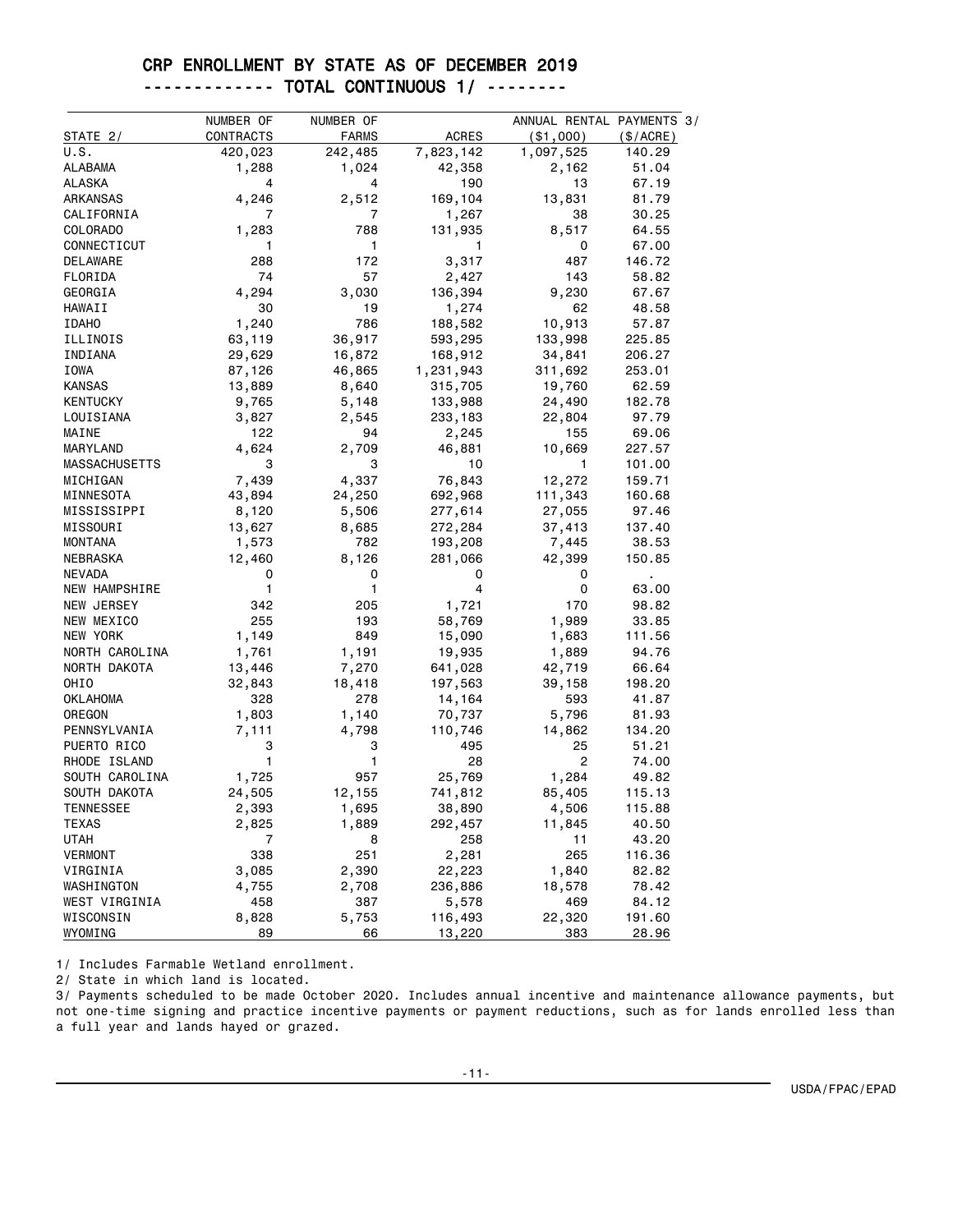## CRP ENROLLMENT BY STATE AS OF DECEMBER 2019

### ------------ TOTAL CONTINUOUS 1/ --------

| STATE 2/ | NUMBER OF CONTRACTS | NUMBER OF FARMS | ACRES | ANNUAL RENTAL PAYMENTS 3/ ($1,000) | ($/ACRE) |
|---|---|---|---|---|---|
| U.S. | 420,023 | 242,485 | 7,823,142 | 1,097,525 | 140.29 |
| ALABAMA | 1,288 | 1,024 | 42,358 | 2,162 | 51.04 |
| ALASKA | 4 | 4 | 190 | 13 | 67.19 |
| ARKANSAS | 4,246 | 2,512 | 169,104 | 13,831 | 81.79 |
| CALIFORNIA | 7 | 7 | 1,267 | 38 | 30.25 |
| COLORADO | 1,283 | 788 | 131,935 | 8,517 | 64.55 |
| CONNECTICUT | 1 | 1 | 1 | 0 | 67.00 |
| DELAWARE | 288 | 172 | 3,317 | 487 | 146.72 |
| FLORIDA | 74 | 57 | 2,427 | 143 | 58.82 |
| GEORGIA | 4,294 | 3,030 | 136,394 | 9,230 | 67.67 |
| HAWAII | 30 | 19 | 1,274 | 62 | 48.58 |
| IDAHO | 1,240 | 786 | 188,582 | 10,913 | 57.87 |
| ILLINOIS | 63,119 | 36,917 | 593,295 | 133,998 | 225.85 |
| INDIANA | 29,629 | 16,872 | 168,912 | 34,841 | 206.27 |
| IOWA | 87,126 | 46,865 | 1,231,943 | 311,692 | 253.01 |
| KANSAS | 13,889 | 8,640 | 315,705 | 19,760 | 62.59 |
| KENTUCKY | 9,765 | 5,148 | 133,988 | 24,490 | 182.78 |
| LOUISIANA | 3,827 | 2,545 | 233,183 | 22,804 | 97.79 |
| MAINE | 122 | 94 | 2,245 | 155 | 69.06 |
| MARYLAND | 4,624 | 2,709 | 46,881 | 10,669 | 227.57 |
| MASSACHUSETTS | 3 | 3 | 10 | 1 | 101.00 |
| MICHIGAN | 7,439 | 4,337 | 76,843 | 12,272 | 159.71 |
| MINNESOTA | 43,894 | 24,250 | 692,968 | 111,343 | 160.68 |
| MISSISSIPPI | 8,120 | 5,506 | 277,614 | 27,055 | 97.46 |
| MISSOURI | 13,627 | 8,685 | 272,284 | 37,413 | 137.40 |
| MONTANA | 1,573 | 782 | 193,208 | 7,445 | 38.53 |
| NEBRASKA | 12,460 | 8,126 | 281,066 | 42,399 | 150.85 |
| NEVADA | 0 | 0 | 0 | 0 | . |
| NEW HAMPSHIRE | 1 | 1 | 4 | 0 | 63.00 |
| NEW JERSEY | 342 | 205 | 1,721 | 170 | 98.82 |
| NEW MEXICO | 255 | 193 | 58,769 | 1,989 | 33.85 |
| NEW YORK | 1,149 | 849 | 15,090 | 1,683 | 111.56 |
| NORTH CAROLINA | 1,761 | 1,191 | 19,935 | 1,889 | 94.76 |
| NORTH DAKOTA | 13,446 | 7,270 | 641,028 | 42,719 | 66.64 |
| OHIO | 32,843 | 18,418 | 197,563 | 39,158 | 198.20 |
| OKLAHOMA | 328 | 278 | 14,164 | 593 | 41.87 |
| OREGON | 1,803 | 1,140 | 70,737 | 5,796 | 81.93 |
| PENNSYLVANIA | 7,111 | 4,798 | 110,746 | 14,862 | 134.20 |
| PUERTO RICO | 3 | 3 | 495 | 25 | 51.21 |
| RHODE ISLAND | 1 | 1 | 28 | 2 | 74.00 |
| SOUTH CAROLINA | 1,725 | 957 | 25,769 | 1,284 | 49.82 |
| SOUTH DAKOTA | 24,505 | 12,155 | 741,812 | 85,405 | 115.13 |
| TENNESSEE | 2,393 | 1,695 | 38,890 | 4,506 | 115.88 |
| TEXAS | 2,825 | 1,889 | 292,457 | 11,845 | 40.50 |
| UTAH | 7 | 8 | 258 | 11 | 43.20 |
| VERMONT | 338 | 251 | 2,281 | 265 | 116.36 |
| VIRGINIA | 3,085 | 2,390 | 22,223 | 1,840 | 82.82 |
| WASHINGTON | 4,755 | 2,708 | 236,886 | 18,578 | 78.42 |
| WEST VIRGINIA | 458 | 387 | 5,578 | 469 | 84.12 |
| WISCONSIN | 8,828 | 5,753 | 116,493 | 22,320 | 191.60 |
| WYOMING | 89 | 66 | 13,220 | 383 | 28.96 |

1/ Includes Farmable Wetland enrollment.

2/ State in which land is located.

3/ Payments scheduled to be made October 2020. Includes annual incentive and maintenance allowance payments, but not one-time signing and practice incentive payments or payment reductions, such as for lands enrolled less than a full year and lands hayed or grazed.

USDA/FPAC/EPAD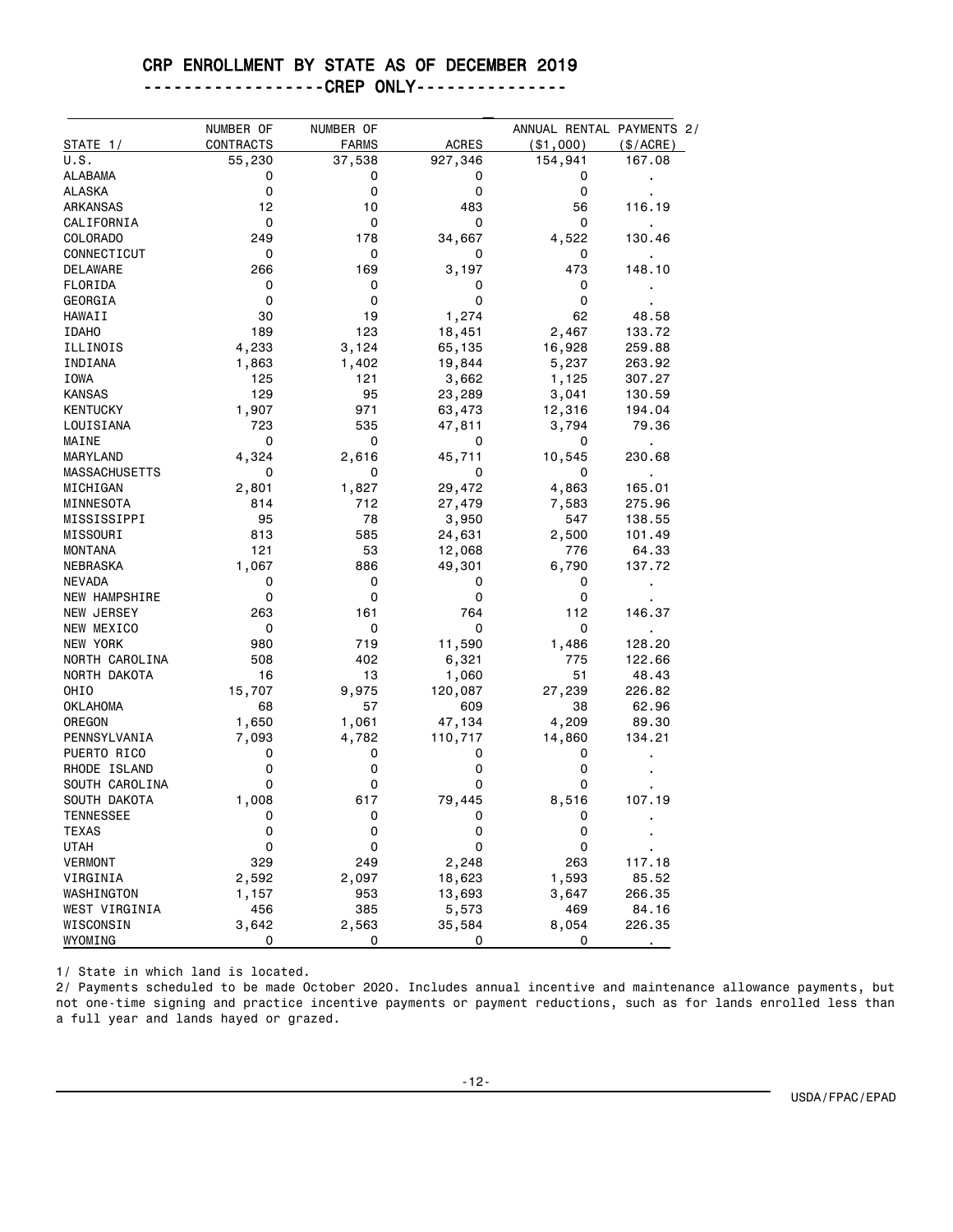## CRP ENROLLMENT BY STATE AS OF DECEMBER 2019
### -----------------CREP ONLY---------------

| STATE 1/ | NUMBER OF CONTRACTS | NUMBER OF FARMS | ACRES | ANNUAL RENTAL PAYMENTS 2/ ($1,000) | ($/ACRE) |
|---|---|---|---|---|---|
| U.S. | 55,230 | 37,538 | 927,346 | 154,941 | 167.08 |
| ALABAMA | 0 | 0 | 0 | 0 | . |
| ALASKA | 0 | 0 | 0 | 0 | . |
| ARKANSAS | 12 | 10 | 483 | 56 | 116.19 |
| CALIFORNIA | 0 | 0 | 0 | 0 | . |
| COLORADO | 249 | 178 | 34,667 | 4,522 | 130.46 |
| CONNECTICUT | 0 | 0 | 0 | 0 | . |
| DELAWARE | 266 | 169 | 3,197 | 473 | 148.10 |
| FLORIDA | 0 | 0 | 0 | 0 | . |
| GEORGIA | 0 | 0 | 0 | 0 | . |
| HAWAII | 30 | 19 | 1,274 | 62 | 48.58 |
| IDAHO | 189 | 123 | 18,451 | 2,467 | 133.72 |
| ILLINOIS | 4,233 | 3,124 | 65,135 | 16,928 | 259.88 |
| INDIANA | 1,863 | 1,402 | 19,844 | 5,237 | 263.92 |
| IOWA | 125 | 121 | 3,662 | 1,125 | 307.27 |
| KANSAS | 129 | 95 | 23,289 | 3,041 | 130.59 |
| KENTUCKY | 1,907 | 971 | 63,473 | 12,316 | 194.04 |
| LOUISIANA | 723 | 535 | 47,811 | 3,794 | 79.36 |
| MAINE | 0 | 0 | 0 | 0 | . |
| MARYLAND | 4,324 | 2,616 | 45,711 | 10,545 | 230.68 |
| MASSACHUSETTS | 0 | 0 | 0 | 0 | . |
| MICHIGAN | 2,801 | 1,827 | 29,472 | 4,863 | 165.01 |
| MINNESOTA | 814 | 712 | 27,479 | 7,583 | 275.96 |
| MISSISSIPPI | 95 | 78 | 3,950 | 547 | 138.55 |
| MISSOURI | 813 | 585 | 24,631 | 2,500 | 101.49 |
| MONTANA | 121 | 53 | 12,068 | 776 | 64.33 |
| NEBRASKA | 1,067 | 886 | 49,301 | 6,790 | 137.72 |
| NEVADA | 0 | 0 | 0 | 0 | . |
| NEW HAMPSHIRE | 0 | 0 | 0 | 0 | . |
| NEW JERSEY | 263 | 161 | 764 | 112 | 146.37 |
| NEW MEXICO | 0 | 0 | 0 | 0 | . |
| NEW YORK | 980 | 719 | 11,590 | 1,486 | 128.20 |
| NORTH CAROLINA | 508 | 402 | 6,321 | 775 | 122.66 |
| NORTH DAKOTA | 16 | 13 | 1,060 | 51 | 48.43 |
| OHIO | 15,707 | 9,975 | 120,087 | 27,239 | 226.82 |
| OKLAHOMA | 68 | 57 | 609 | 38 | 62.96 |
| OREGON | 1,650 | 1,061 | 47,134 | 4,209 | 89.30 |
| PENNSYLVANIA | 7,093 | 4,782 | 110,717 | 14,860 | 134.21 |
| PUERTO RICO | 0 | 0 | 0 | 0 | . |
| RHODE ISLAND | 0 | 0 | 0 | 0 | . |
| SOUTH CAROLINA | 0 | 0 | 0 | 0 | . |
| SOUTH DAKOTA | 1,008 | 617 | 79,445 | 8,516 | 107.19 |
| TENNESSEE | 0 | 0 | 0 | 0 | . |
| TEXAS | 0 | 0 | 0 | 0 | . |
| UTAH | 0 | 0 | 0 | 0 | . |
| VERMONT | 329 | 249 | 2,248 | 263 | 117.18 |
| VIRGINIA | 2,592 | 2,097 | 18,623 | 1,593 | 85.52 |
| WASHINGTON | 1,157 | 953 | 13,693 | 3,647 | 266.35 |
| WEST VIRGINIA | 456 | 385 | 5,573 | 469 | 84.16 |
| WISCONSIN | 3,642 | 2,563 | 35,584 | 8,054 | 226.35 |
| WYOMING | 0 | 0 | 0 | 0 | . |

1/ State in which land is located.

2/ Payments scheduled to be made October 2020. Includes annual incentive and maintenance allowance payments, but not one-time signing and practice incentive payments or payment reductions, such as for lands enrolled less than a full year and lands hayed or grazed.

USDA/FPAC/EPAD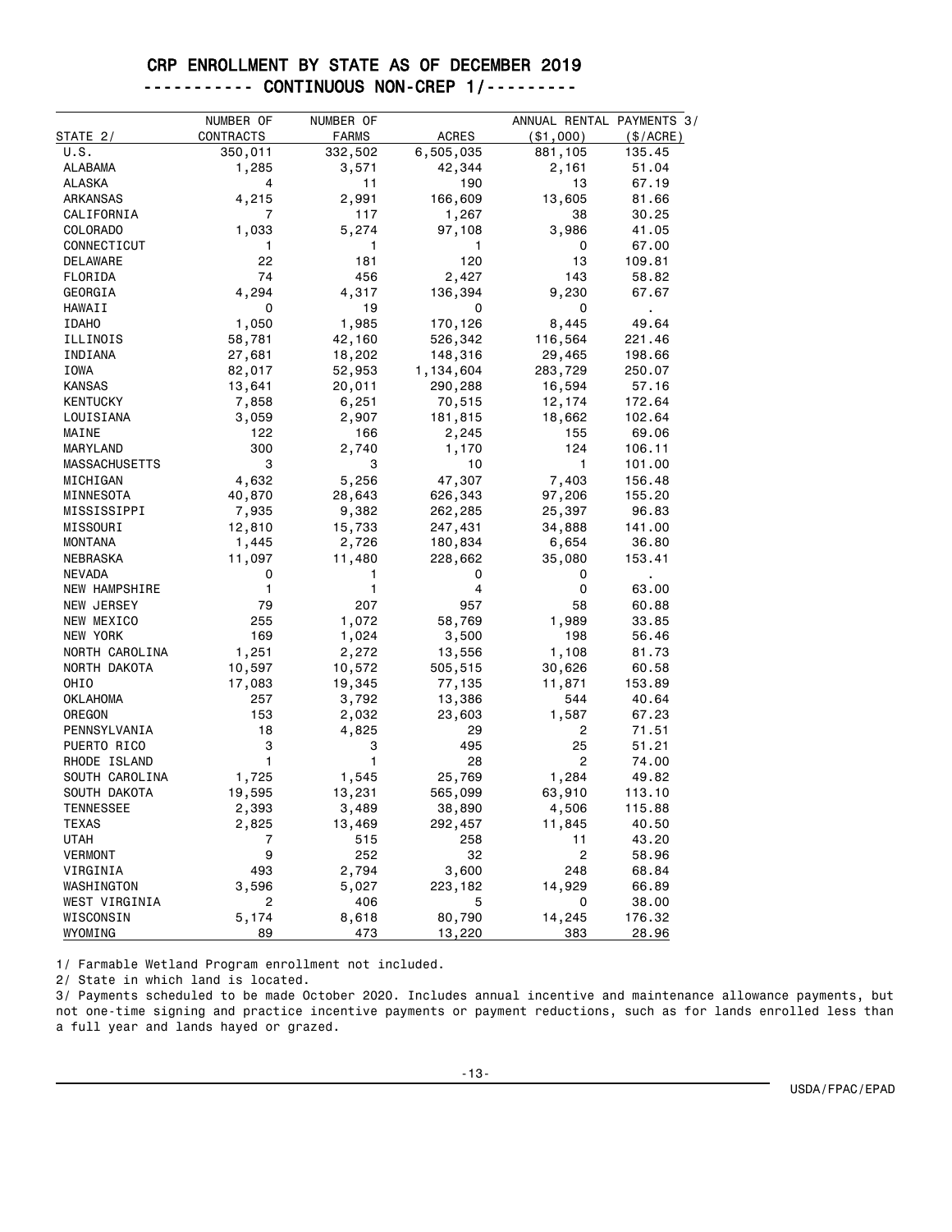# CRP ENROLLMENT BY STATE AS OF DECEMBER 2019

## ---------- CONTINUOUS NON-CREP 1/---------

| STATE 2/ | NUMBER OF CONTRACTS | NUMBER OF FARMS | ACRES | ANNUAL RENTAL PAYMENTS 3/ ($1,000) | ($/ACRE) |
|---|---|---|---|---|---|
| U.S. | 350,011 | 332,502 | 6,505,035 | 881,105 | 135.45 |
| ALABAMA | 1,285 | 3,571 | 42,344 | 2,161 | 51.04 |
| ALASKA | 4 | 11 | 190 | 13 | 67.19 |
| ARKANSAS | 4,215 | 2,991 | 166,609 | 13,605 | 81.66 |
| CALIFORNIA | 7 | 117 | 1,267 | 38 | 30.25 |
| COLORADO | 1,033 | 5,274 | 97,108 | 3,986 | 41.05 |
| CONNECTICUT | 1 | 1 | 1 | 0 | 67.00 |
| DELAWARE | 22 | 181 | 120 | 13 | 109.81 |
| FLORIDA | 74 | 456 | 2,427 | 143 | 58.82 |
| GEORGIA | 4,294 | 4,317 | 136,394 | 9,230 | 67.67 |
| HAWAII | 0 | 19 | 0 | 0 | . |
| IDAHO | 1,050 | 1,985 | 170,126 | 8,445 | 49.64 |
| ILLINOIS | 58,781 | 42,160 | 526,342 | 116,564 | 221.46 |
| INDIANA | 27,681 | 18,202 | 148,316 | 29,465 | 198.66 |
| IOWA | 82,017 | 52,953 | 1,134,604 | 283,729 | 250.07 |
| KANSAS | 13,641 | 20,011 | 290,288 | 16,594 | 57.16 |
| KENTUCKY | 7,858 | 6,251 | 70,515 | 12,174 | 172.64 |
| LOUISIANA | 3,059 | 2,907 | 181,815 | 18,662 | 102.64 |
| MAINE | 122 | 166 | 2,245 | 155 | 69.06 |
| MARYLAND | 300 | 2,740 | 1,170 | 124 | 106.11 |
| MASSACHUSETTS | 3 | 3 | 10 | 1 | 101.00 |
| MICHIGAN | 4,632 | 5,256 | 47,307 | 7,403 | 156.48 |
| MINNESOTA | 40,870 | 28,643 | 626,343 | 97,206 | 155.20 |
| MISSISSIPPI | 7,935 | 9,382 | 262,285 | 25,397 | 96.83 |
| MISSOURI | 12,810 | 15,733 | 247,431 | 34,888 | 141.00 |
| MONTANA | 1,445 | 2,726 | 180,834 | 6,654 | 36.80 |
| NEBRASKA | 11,097 | 11,480 | 228,662 | 35,080 | 153.41 |
| NEVADA | 0 | 1 | 0 | 0 | . |
| NEW HAMPSHIRE | 1 | 1 | 4 | 0 | 63.00 |
| NEW JERSEY | 79 | 207 | 957 | 58 | 60.88 |
| NEW MEXICO | 255 | 1,072 | 58,769 | 1,989 | 33.85 |
| NEW YORK | 169 | 1,024 | 3,500 | 198 | 56.46 |
| NORTH CAROLINA | 1,251 | 2,272 | 13,556 | 1,108 | 81.73 |
| NORTH DAKOTA | 10,597 | 10,572 | 505,515 | 30,626 | 60.58 |
| OHIO | 17,083 | 19,345 | 77,135 | 11,871 | 153.89 |
| OKLAHOMA | 257 | 3,792 | 13,386 | 544 | 40.64 |
| OREGON | 153 | 2,032 | 23,603 | 1,587 | 67.23 |
| PENNSYLVANIA | 18 | 4,825 | 29 | 2 | 71.51 |
| PUERTO RICO | 3 | 3 | 495 | 25 | 51.21 |
| RHODE ISLAND | 1 | 1 | 28 | 2 | 74.00 |
| SOUTH CAROLINA | 1,725 | 1,545 | 25,769 | 1,284 | 49.82 |
| SOUTH DAKOTA | 19,595 | 13,231 | 565,099 | 63,910 | 113.10 |
| TENNESSEE | 2,393 | 3,489 | 38,890 | 4,506 | 115.88 |
| TEXAS | 2,825 | 13,469 | 292,457 | 11,845 | 40.50 |
| UTAH | 7 | 515 | 258 | 11 | 43.20 |
| VERMONT | 9 | 252 | 32 | 2 | 58.96 |
| VIRGINIA | 493 | 2,794 | 3,600 | 248 | 68.84 |
| WASHINGTON | 3,596 | 5,027 | 223,182 | 14,929 | 66.89 |
| WEST VIRGINIA | 2 | 406 | 5 | 0 | 38.00 |
| WISCONSIN | 5,174 | 8,618 | 80,790 | 14,245 | 176.32 |
| WYOMING | 89 | 473 | 13,220 | 383 | 28.96 |

1/ Farmable Wetland Program enrollment not included.

2/ State in which land is located.

3/ Payments scheduled to be made October 2020. Includes annual incentive and maintenance allowance payments, but not one-time signing and practice incentive payments or payment reductions, such as for lands enrolled less than a full year and lands hayed or grazed.

USDA/FPAC/EPAD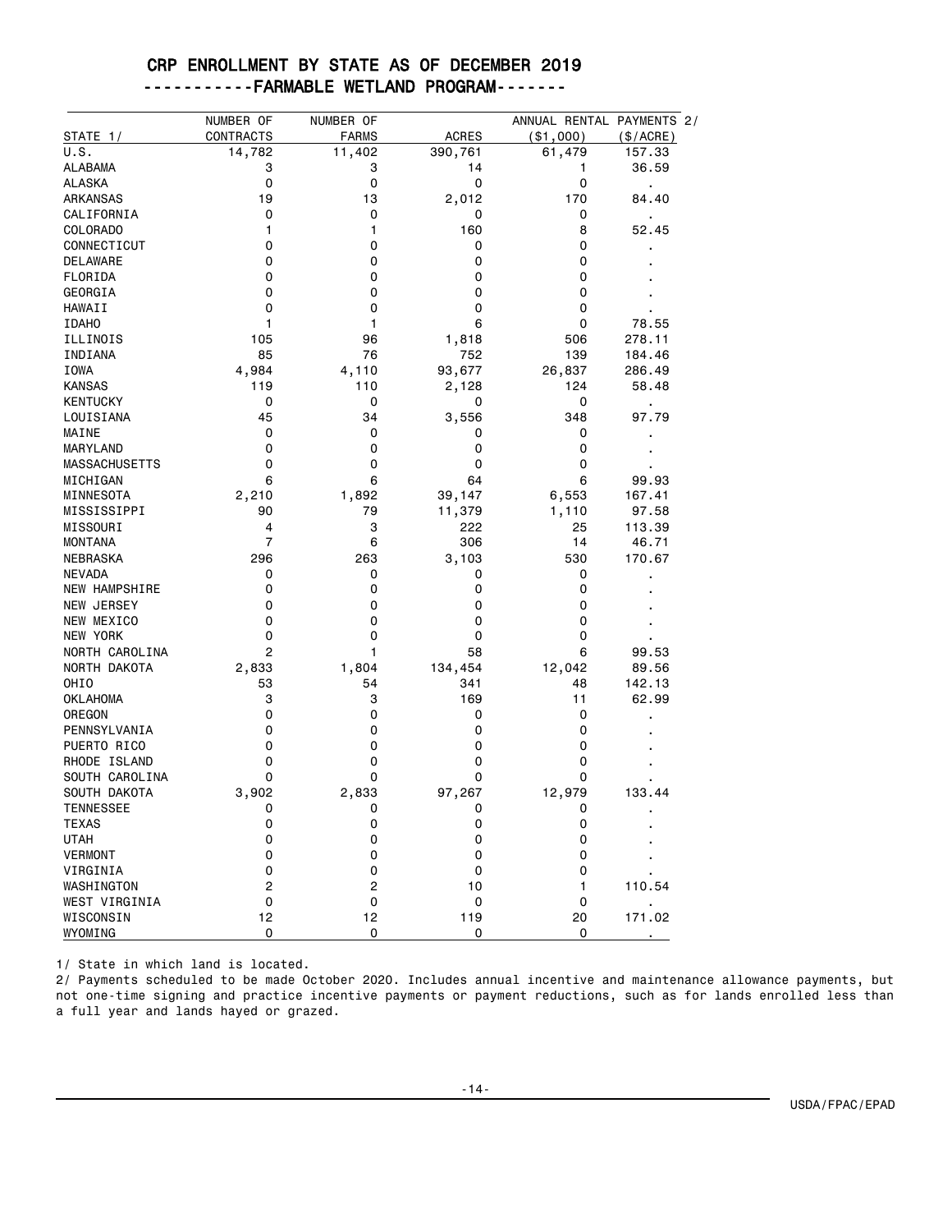# CRP ENROLLMENT BY STATE AS OF DECEMBER 2019

## -----------FARMABLE WETLAND PROGRAM-------

| STATE 1/ | NUMBER OF CONTRACTS | NUMBER OF FARMS | ACRES | ANNUAL RENTAL PAYMENTS 2/ ($1,000) | ($/ACRE) |
|---|---|---|---|---|---|
| U.S. | 14,782 | 11,402 | 390,761 | 61,479 | 157.33 |
| ALABAMA | 3 | 3 | 14 | 1 | 36.59 |
| ALASKA | 0 | 0 | 0 | 0 | . |
| ARKANSAS | 19 | 13 | 2,012 | 170 | 84.40 |
| CALIFORNIA | 0 | 0 | 0 | 0 | . |
| COLORADO | 1 | 1 | 160 | 8 | 52.45 |
| CONNECTICUT | 0 | 0 | 0 | 0 | . |
| DELAWARE | 0 | 0 | 0 | 0 | . |
| FLORIDA | 0 | 0 | 0 | 0 | . |
| GEORGIA | 0 | 0 | 0 | 0 | . |
| HAWAII | 0 | 0 | 0 | 0 | . |
| IDAHO | 1 | 1 | 6 | 0 | 78.55 |
| ILLINOIS | 105 | 96 | 1,818 | 506 | 278.11 |
| INDIANA | 85 | 76 | 752 | 139 | 184.46 |
| IOWA | 4,984 | 4,110 | 93,677 | 26,837 | 286.49 |
| KANSAS | 119 | 110 | 2,128 | 124 | 58.48 |
| KENTUCKY | 0 | 0 | 0 | 0 | . |
| LOUISIANA | 45 | 34 | 3,556 | 348 | 97.79 |
| MAINE | 0 | 0 | 0 | 0 | . |
| MARYLAND | 0 | 0 | 0 | 0 | . |
| MASSACHUSETTS | 0 | 0 | 0 | 0 | . |
| MICHIGAN | 6 | 6 | 64 | 6 | 99.93 |
| MINNESOTA | 2,210 | 1,892 | 39,147 | 6,553 | 167.41 |
| MISSISSIPPI | 90 | 79 | 11,379 | 1,110 | 97.58 |
| MISSOURI | 4 | 3 | 222 | 25 | 113.39 |
| MONTANA | 7 | 6 | 306 | 14 | 46.71 |
| NEBRASKA | 296 | 263 | 3,103 | 530 | 170.67 |
| NEVADA | 0 | 0 | 0 | 0 | . |
| NEW HAMPSHIRE | 0 | 0 | 0 | 0 | . |
| NEW JERSEY | 0 | 0 | 0 | 0 | . |
| NEW MEXICO | 0 | 0 | 0 | 0 | . |
| NEW YORK | 0 | 0 | 0 | 0 | . |
| NORTH CAROLINA | 2 | 1 | 58 | 6 | 99.53 |
| NORTH DAKOTA | 2,833 | 1,804 | 134,454 | 12,042 | 89.56 |
| OHIO | 53 | 54 | 341 | 48 | 142.13 |
| OKLAHOMA | 3 | 3 | 169 | 11 | 62.99 |
| OREGON | 0 | 0 | 0 | 0 | . |
| PENNSYLVANIA | 0 | 0 | 0 | 0 | . |
| PUERTO RICO | 0 | 0 | 0 | 0 | . |
| RHODE ISLAND | 0 | 0 | 0 | 0 | . |
| SOUTH CAROLINA | 0 | 0 | 0 | 0 | . |
| SOUTH DAKOTA | 3,902 | 2,833 | 97,267 | 12,979 | 133.44 |
| TENNESSEE | 0 | 0 | 0 | 0 | . |
| TEXAS | 0 | 0 | 0 | 0 | . |
| UTAH | 0 | 0 | 0 | 0 | . |
| VERMONT | 0 | 0 | 0 | 0 | . |
| VIRGINIA | 0 | 0 | 0 | 0 | . |
| WASHINGTON | 2 | 2 | 10 | 1 | 110.54 |
| WEST VIRGINIA | 0 | 0 | 0 | 0 | . |
| WISCONSIN | 12 | 12 | 119 | 20 | 171.02 |
| WYOMING | 0 | 0 | 0 | 0 | . |

1/ State in which land is located.

2/ Payments scheduled to be made October 2020. Includes annual incentive and maintenance allowance payments, but not one-time signing and practice incentive payments or payment reductions, such as for lands enrolled less than a full year and lands hayed or grazed.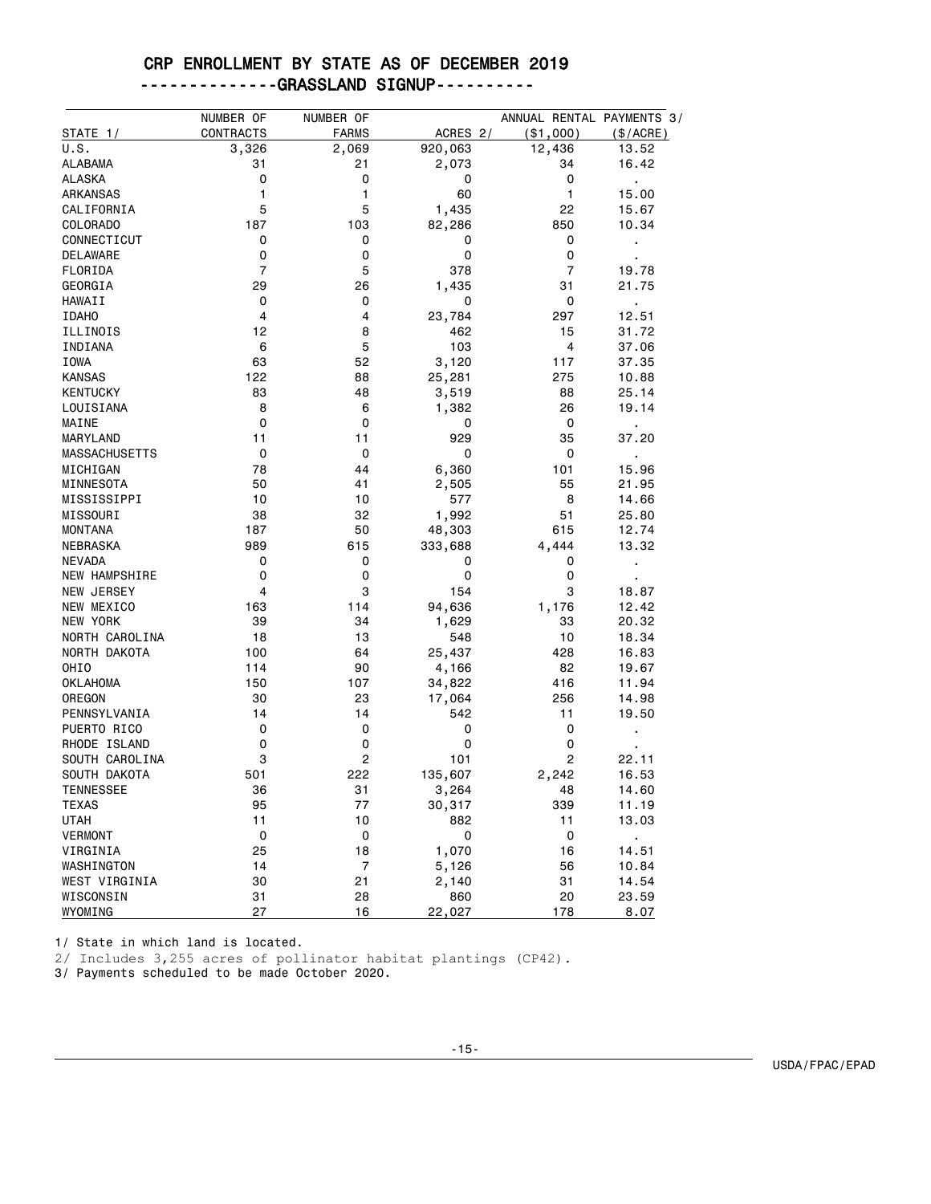# CRP ENROLLMENT BY STATE AS OF DECEMBER 2019

## -------------GRASSLAND SIGNUP----------

| STATE 1/ | NUMBER OF CONTRACTS | NUMBER OF FARMS | ACRES 2/ | ANNUAL RENTAL PAYMENTS 3/ ($1,000) | ($/ACRE) |
|---|---|---|---|---|---|
| U.S. | 3,326 | 2,069 | 920,063 | 12,436 | 13.52 |
| ALABAMA | 31 | 21 | 2,073 | 34 | 16.42 |
| ALASKA | 0 | 0 | 0 | 0 | . |
| ARKANSAS | 1 | 1 | 60 | 1 | 15.00 |
| CALIFORNIA | 5 | 5 | 1,435 | 22 | 15.67 |
| COLORADO | 187 | 103 | 82,286 | 850 | 10.34 |
| CONNECTICUT | 0 | 0 | 0 | 0 | . |
| DELAWARE | 0 | 0 | 0 | 0 | . |
| FLORIDA | 7 | 5 | 378 | 7 | 19.78 |
| GEORGIA | 29 | 26 | 1,435 | 31 | 21.75 |
| HAWAII | 0 | 0 | 0 | 0 | . |
| IDAHO | 4 | 4 | 23,784 | 297 | 12.51 |
| ILLINOIS | 12 | 8 | 462 | 15 | 31.72 |
| INDIANA | 6 | 5 | 103 | 4 | 37.06 |
| IOWA | 63 | 52 | 3,120 | 117 | 37.35 |
| KANSAS | 122 | 88 | 25,281 | 275 | 10.88 |
| KENTUCKY | 83 | 48 | 3,519 | 88 | 25.14 |
| LOUISIANA | 8 | 6 | 1,382 | 26 | 19.14 |
| MAINE | 0 | 0 | 0 | 0 | . |
| MARYLAND | 11 | 11 | 929 | 35 | 37.20 |
| MASSACHUSETTS | 0 | 0 | 0 | 0 | . |
| MICHIGAN | 78 | 44 | 6,360 | 101 | 15.96 |
| MINNESOTA | 50 | 41 | 2,505 | 55 | 21.95 |
| MISSISSIPPI | 10 | 10 | 577 | 8 | 14.66 |
| MISSOURI | 38 | 32 | 1,992 | 51 | 25.80 |
| MONTANA | 187 | 50 | 48,303 | 615 | 12.74 |
| NEBRASKA | 989 | 615 | 333,688 | 4,444 | 13.32 |
| NEVADA | 0 | 0 | 0 | 0 | . |
| NEW HAMPSHIRE | 0 | 0 | 0 | 0 | . |
| NEW JERSEY | 4 | 3 | 154 | 3 | 18.87 |
| NEW MEXICO | 163 | 114 | 94,636 | 1,176 | 12.42 |
| NEW YORK | 39 | 34 | 1,629 | 33 | 20.32 |
| NORTH CAROLINA | 18 | 13 | 548 | 10 | 18.34 |
| NORTH DAKOTA | 100 | 64 | 25,437 | 428 | 16.83 |
| OHIO | 114 | 90 | 4,166 | 82 | 19.67 |
| OKLAHOMA | 150 | 107 | 34,822 | 416 | 11.94 |
| OREGON | 30 | 23 | 17,064 | 256 | 14.98 |
| PENNSYLVANIA | 14 | 14 | 542 | 11 | 19.50 |
| PUERTO RICO | 0 | 0 | 0 | 0 | . |
| RHODE ISLAND | 0 | 0 | 0 | 0 | . |
| SOUTH CAROLINA | 3 | 2 | 101 | 2 | 22.11 |
| SOUTH DAKOTA | 501 | 222 | 135,607 | 2,242 | 16.53 |
| TENNESSEE | 36 | 31 | 3,264 | 48 | 14.60 |
| TEXAS | 95 | 77 | 30,317 | 339 | 11.19 |
| UTAH | 11 | 10 | 882 | 11 | 13.03 |
| VERMONT | 0 | 0 | 0 | 0 | . |
| VIRGINIA | 25 | 18 | 1,070 | 16 | 14.51 |
| WASHINGTON | 14 | 7 | 5,126 | 56 | 10.84 |
| WEST VIRGINIA | 30 | 21 | 2,140 | 31 | 14.54 |
| WISCONSIN | 31 | 28 | 860 | 20 | 23.59 |
| WYOMING | 27 | 16 | 22,027 | 178 | 8.07 |

1/ State in which land is located.

2/ Includes 3,255 acres of pollinator habitat plantings (CP42).

3/ Payments scheduled to be made October 2020.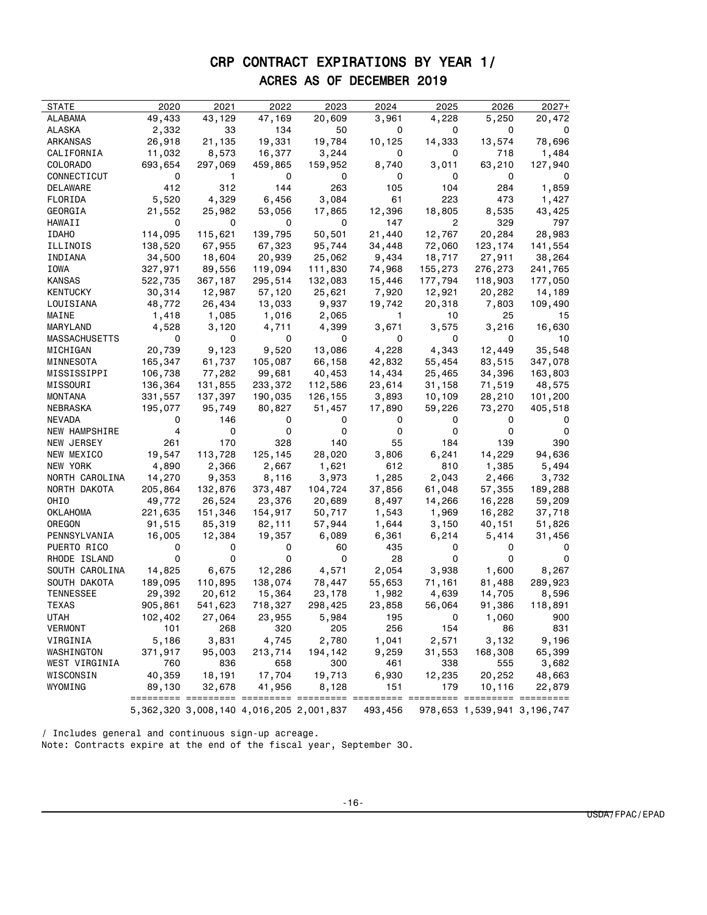# CRP CONTRACT EXPIRATIONS BY YEAR 1/

## ACRES AS OF DECEMBER 2019

| STATE | 2020 | 2021 | 2022 | 2023 | 2024 | 2025 | 2026 | 2027+ |
|---|---|---|---|---|---|---|---|---|
| ALABAMA | 49,433 | 43,129 | 47,169 | 20,609 | 3,961 | 4,228 | 5,250 | 20,472 |
| ALASKA | 2,332 | 33 | 134 | 50 | 0 | 0 | 0 | 0 |
| ARKANSAS | 26,918 | 21,135 | 19,331 | 19,784 | 10,125 | 14,333 | 13,574 | 78,696 |
| CALIFORNIA | 11,032 | 8,573 | 16,377 | 3,244 | 0 | 0 | 718 | 1,484 |
| COLORADO | 693,654 | 297,069 | 459,865 | 159,952 | 8,740 | 3,011 | 63,210 | 127,940 |
| CONNECTICUT | 0 | 1 | 0 | 0 | 0 | 0 | 0 | 0 |
| DELAWARE | 412 | 312 | 144 | 263 | 105 | 104 | 284 | 1,859 |
| FLORIDA | 5,520 | 4,329 | 6,456 | 3,084 | 61 | 223 | 473 | 1,427 |
| GEORGIA | 21,552 | 25,982 | 53,056 | 17,865 | 12,396 | 18,805 | 8,535 | 43,425 |
| HAWAII | 0 | 0 | 0 | 0 | 147 | 2 | 329 | 797 |
| IDAHO | 114,095 | 115,621 | 139,795 | 50,501 | 21,440 | 12,767 | 20,284 | 28,983 |
| ILLINOIS | 138,520 | 67,955 | 67,323 | 95,744 | 34,448 | 72,060 | 123,174 | 141,554 |
| INDIANA | 34,500 | 18,604 | 20,939 | 25,062 | 9,434 | 18,717 | 27,911 | 38,264 |
| IOWA | 327,971 | 89,556 | 119,094 | 111,830 | 74,968 | 155,273 | 276,273 | 241,765 |
| KANSAS | 522,735 | 367,187 | 295,514 | 132,083 | 15,446 | 177,794 | 118,903 | 177,050 |
| KENTUCKY | 30,314 | 12,987 | 57,120 | 25,621 | 7,920 | 12,921 | 20,282 | 14,189 |
| LOUISIANA | 48,772 | 26,434 | 13,033 | 9,937 | 19,742 | 20,318 | 7,803 | 109,490 |
| MAINE | 1,418 | 1,085 | 1,016 | 2,065 | 1 | 10 | 25 | 15 |
| MARYLAND | 4,528 | 3,120 | 4,711 | 4,399 | 3,671 | 3,575 | 3,216 | 16,630 |
| MASSACHUSETTS | 0 | 0 | 0 | 0 | 0 | 0 | 0 | 10 |
| MICHIGAN | 20,739 | 9,123 | 9,520 | 13,086 | 4,228 | 4,343 | 12,449 | 35,548 |
| MINNESOTA | 165,347 | 61,737 | 105,087 | 66,158 | 42,832 | 55,454 | 83,515 | 347,078 |
| MISSISSIPPI | 106,738 | 77,282 | 99,681 | 40,453 | 14,434 | 25,465 | 34,396 | 163,803 |
| MISSOURI | 136,364 | 131,855 | 233,372 | 112,586 | 23,614 | 31,158 | 71,519 | 48,575 |
| MONTANA | 331,557 | 137,397 | 190,035 | 126,155 | 3,893 | 10,109 | 28,210 | 101,200 |
| NEBRASKA | 195,077 | 95,749 | 80,827 | 51,457 | 17,890 | 59,226 | 73,270 | 405,518 |
| NEVADA | 0 | 146 | 0 | 0 | 0 | 0 | 0 | 0 |
| NEW HAMPSHIRE | 4 | 0 | 0 | 0 | 0 | 0 | 0 | 0 |
| NEW JERSEY | 261 | 170 | 328 | 140 | 55 | 184 | 139 | 390 |
| NEW MEXICO | 19,547 | 113,728 | 125,145 | 28,020 | 3,806 | 6,241 | 14,229 | 94,636 |
| NEW YORK | 4,890 | 2,366 | 2,667 | 1,621 | 612 | 810 | 1,385 | 5,494 |
| NORTH CAROLINA | 14,270 | 9,353 | 8,116 | 3,973 | 1,285 | 2,043 | 2,466 | 3,732 |
| NORTH DAKOTA | 205,864 | 132,876 | 373,487 | 104,724 | 37,856 | 61,048 | 57,355 | 189,288 |
| OHIO | 49,772 | 26,524 | 23,376 | 20,689 | 8,497 | 14,266 | 16,228 | 59,209 |
| OKLAHOMA | 221,635 | 151,346 | 154,917 | 50,717 | 1,543 | 1,969 | 16,282 | 37,718 |
| OREGON | 91,515 | 85,319 | 82,111 | 57,944 | 1,644 | 3,150 | 40,151 | 51,826 |
| PENNSYLVANIA | 16,005 | 12,384 | 19,357 | 6,089 | 6,361 | 6,214 | 5,414 | 31,456 |
| PUERTO RICO | 0 | 0 | 0 | 60 | 435 | 0 | 0 | 0 |
| RHODE ISLAND | 0 | 0 | 0 | 0 | 28 | 0 | 0 | 0 |
| SOUTH CAROLINA | 14,825 | 6,675 | 12,286 | 4,571 | 2,054 | 3,938 | 1,600 | 8,267 |
| SOUTH DAKOTA | 189,095 | 110,895 | 138,074 | 78,447 | 55,653 | 71,161 | 81,488 | 289,923 |
| TENNESSEE | 29,392 | 20,612 | 15,364 | 23,178 | 1,982 | 4,639 | 14,705 | 8,596 |
| TEXAS | 905,861 | 541,623 | 718,327 | 298,425 | 23,858 | 56,064 | 91,386 | 118,891 |
| UTAH | 102,402 | 27,064 | 23,955 | 5,984 | 195 | 0 | 1,060 | 900 |
| VERMONT | 101 | 268 | 320 | 205 | 256 | 154 | 86 | 831 |
| VIRGINIA | 5,186 | 3,831 | 4,745 | 2,780 | 1,041 | 2,571 | 3,132 | 9,196 |
| WASHINGTON | 371,917 | 95,003 | 213,714 | 194,142 | 9,259 | 31,553 | 168,308 | 65,399 |
| WEST VIRGINIA | 760 | 836 | 658 | 300 | 461 | 338 | 555 | 3,682 |
| WISCONSIN | 40,359 | 18,191 | 17,704 | 19,713 | 6,930 | 12,235 | 20,252 | 48,663 |
| WYOMING | 89,130 | 32,678 | 41,956 | 8,128 | 151 | 179 | 10,116 | 22,879 |
| | 5,362,320 | 3,008,140 | 4,016,205 | 2,001,837 | 493,456 | 978,653 | 1,539,941 | 3,196,747 |

/ Includes general and continuous sign-up acreage.
Note: Contracts expire at the end of the fiscal year, September 30.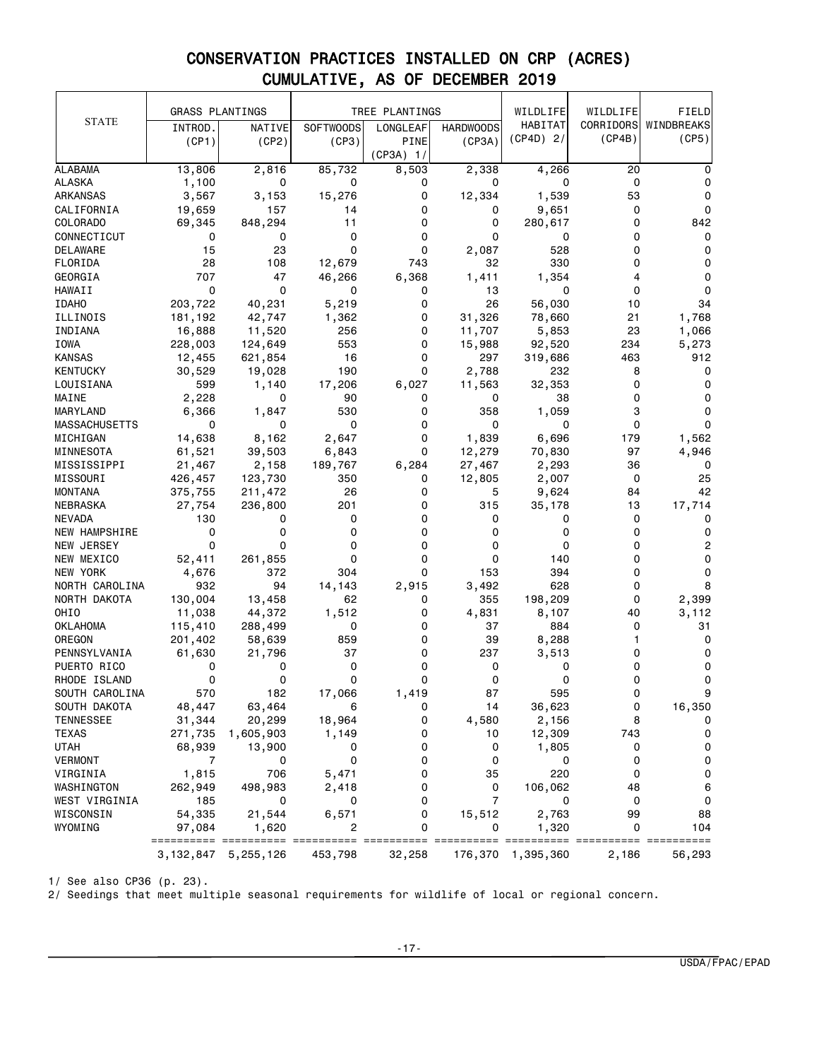# CONSERVATION PRACTICES INSTALLED ON CRP (ACRES)
## CUMULATIVE, AS OF DECEMBER 2019

| STATE | GRASS PLANTINGS | | TREE PLANTINGS | | | WILDLIFE HABITAT (CP4D) 2/ | WILDLIFE CORRIDORS (CP4B) | FIELD WINDBREAKS (CP5) |
|---|---|---|---|---|---|---|---|---|
| | INTROD. (CP1) | NATIVE (CP2) | SOFTWOODS (CP3) | LONGLEAF PINE (CP3A) 1/ | HARDWOODS (CP3A) | | | |
| ALABAMA | 13,806 | 2,816 | 85,732 | 8,503 | 2,338 | 4,266 | 20 | 0 |
| ALASKA | 1,100 | 0 | 0 | 0 | 0 | 0 | 0 | 0 |
| ARKANSAS | 3,567 | 3,153 | 15,276 | 0 | 12,334 | 1,539 | 53 | 0 |
| CALIFORNIA | 19,659 | 157 | 14 | 0 | 0 | 9,651 | 0 | 0 |
| COLORADO | 69,345 | 848,294 | 11 | 0 | 0 | 280,617 | 0 | 842 |
| CONNECTICUT | 0 | 0 | 0 | 0 | 0 | 0 | 0 | 0 |
| DELAWARE | 15 | 23 | 0 | 0 | 2,087 | 528 | 0 | 0 |
| FLORIDA | 28 | 108 | 12,679 | 743 | 32 | 330 | 0 | 0 |
| GEORGIA | 707 | 47 | 46,266 | 6,368 | 1,411 | 1,354 | 4 | 0 |
| HAWAII | 0 | 0 | 0 | 0 | 13 | 0 | 0 | 0 |
| IDAHO | 203,722 | 40,231 | 5,219 | 0 | 26 | 56,030 | 10 | 34 |
| ILLINOIS | 181,192 | 42,747 | 1,362 | 0 | 31,326 | 78,660 | 21 | 1,768 |
| INDIANA | 16,888 | 11,520 | 256 | 0 | 11,707 | 5,853 | 23 | 1,066 |
| IOWA | 228,003 | 124,649 | 553 | 0 | 15,988 | 92,520 | 234 | 5,273 |
| KANSAS | 12,455 | 621,854 | 16 | 0 | 297 | 319,686 | 463 | 912 |
| KENTUCKY | 30,529 | 19,028 | 190 | 0 | 2,788 | 232 | 8 | 0 |
| LOUISIANA | 599 | 1,140 | 17,206 | 6,027 | 11,563 | 32,353 | 0 | 0 |
| MAINE | 2,228 | 0 | 90 | 0 | 0 | 38 | 0 | 0 |
| MARYLAND | 6,366 | 1,847 | 530 | 0 | 358 | 1,059 | 3 | 0 |
| MASSACHUSETTS | 0 | 0 | 0 | 0 | 0 | 0 | 0 | 0 |
| MICHIGAN | 14,638 | 8,162 | 2,647 | 0 | 1,839 | 6,696 | 179 | 1,562 |
| MINNESOTA | 61,521 | 39,503 | 6,843 | 0 | 12,279 | 70,830 | 97 | 4,946 |
| MISSISSIPPI | 21,467 | 2,158 | 189,767 | 6,284 | 27,467 | 2,293 | 36 | 0 |
| MISSOURI | 426,457 | 123,730 | 350 | 0 | 12,805 | 2,007 | 0 | 25 |
| MONTANA | 375,755 | 211,472 | 26 | 0 | 5 | 9,624 | 84 | 42 |
| NEBRASKA | 27,754 | 236,800 | 201 | 0 | 315 | 35,178 | 13 | 17,714 |
| NEVADA | 130 | 0 | 0 | 0 | 0 | 0 | 0 | 0 |
| NEW HAMPSHIRE | 0 | 0 | 0 | 0 | 0 | 0 | 0 | 0 |
| NEW JERSEY | 0 | 0 | 0 | 0 | 0 | 0 | 0 | 2 |
| NEW MEXICO | 52,411 | 261,855 | 0 | 0 | 0 | 140 | 0 | 0 |
| NEW YORK | 4,676 | 372 | 304 | 0 | 153 | 394 | 0 | 0 |
| NORTH CAROLINA | 932 | 94 | 14,143 | 2,915 | 3,492 | 628 | 0 | 8 |
| NORTH DAKOTA | 130,004 | 13,458 | 62 | 0 | 355 | 198,209 | 0 | 2,399 |
| OHIO | 11,038 | 44,372 | 1,512 | 0 | 4,831 | 8,107 | 40 | 3,112 |
| OKLAHOMA | 115,410 | 288,499 | 0 | 0 | 37 | 884 | 0 | 31 |
| OREGON | 201,402 | 58,639 | 859 | 0 | 39 | 8,288 | 1 | 0 |
| PENNSYLVANIA | 61,630 | 21,796 | 37 | 0 | 237 | 3,513 | 0 | 0 |
| PUERTO RICO | 0 | 0 | 0 | 0 | 0 | 0 | 0 | 0 |
| RHODE ISLAND | 0 | 0 | 0 | 0 | 0 | 0 | 0 | 0 |
| SOUTH CAROLINA | 570 | 182 | 17,066 | 1,419 | 87 | 595 | 0 | 9 |
| SOUTH DAKOTA | 48,447 | 63,464 | 6 | 0 | 14 | 36,623 | 0 | 16,350 |
| TENNESSEE | 31,344 | 20,299 | 18,964 | 0 | 4,580 | 2,156 | 8 | 0 |
| TEXAS | 271,735 | 1,605,903 | 1,149 | 0 | 10 | 12,309 | 743 | 0 |
| UTAH | 68,939 | 13,900 | 0 | 0 | 0 | 1,805 | 0 | 0 |
| VERMONT | 7 | 0 | 0 | 0 | 0 | 0 | 0 | 0 |
| VIRGINIA | 1,815 | 706 | 5,471 | 0 | 35 | 220 | 0 | 0 |
| WASHINGTON | 262,949 | 498,983 | 2,418 | 0 | 0 | 106,062 | 48 | 6 |
| WEST VIRGINIA | 185 | 0 | 0 | 0 | 7 | 0 | 0 | 0 |
| WISCONSIN | 54,335 | 21,544 | 6,571 | 0 | 15,512 | 2,763 | 99 | 88 |
| WYOMING | 97,084 | 1,620 | 2 | 0 | 0 | 1,320 | 0 | 104 |
| | 3,132,847 | 5,255,126 | 453,798 | 32,258 | 176,370 | 1,395,360 | 2,186 | 56,293 |

1/ See also CP36 (p. 23).

2/ Seedings that meet multiple seasonal requirements for wildlife of local or regional concern.

USDA/FPAC/EPAD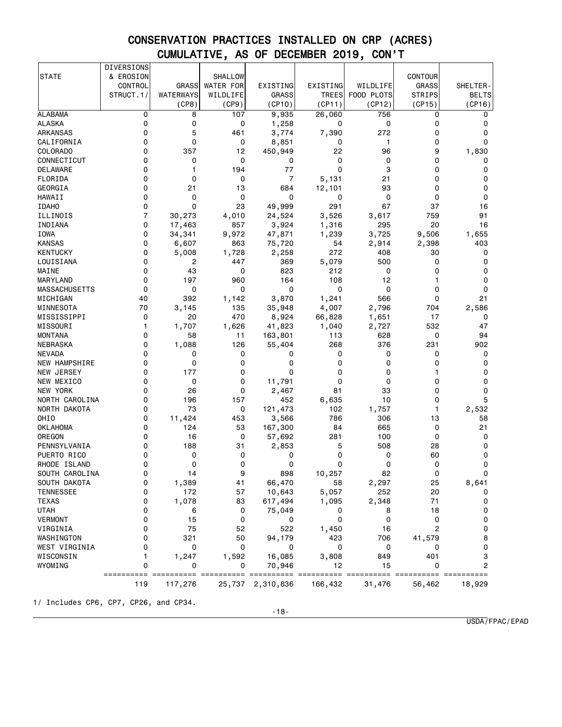# CONSERVATION PRACTICES INSTALLED ON CRP (ACRES)
## CUMULATIVE, AS OF DECEMBER 2019, CON'T

| STATE | DIVERSIONS & EROSION CONTROL STRUCT.1/ | GRASS WATERWAYS (CP8) | SHALLOW WATER FOR WILDLIFE (CP9) | EXISTING GRASS (CP10) | EXISTING TREES (CP11) | WILDLIFE FOOD PLOTS (CP12) | CONTOUR GRASS STRIPS (CP15) | SHELTER-BELTS (CP16) |
|---|---|---|---|---|---|---|---|---|
| ALABAMA | 0 | 8 | 107 | 9,935 | 26,060 | 756 | 0 | 0 |
| ALASKA | 0 | 0 | 0 | 1,258 | 0 | 0 | 0 | 0 |
| ARKANSAS | 0 | 5 | 461 | 3,774 | 7,390 | 272 | 0 | 0 |
| CALIFORNIA | 0 | 0 | 0 | 8,851 | 0 | 1 | 0 | 0 |
| COLORADO | 0 | 357 | 12 | 450,949 | 22 | 96 | 9 | 1,830 |
| CONNECTICUT | 0 | 0 | 0 | 0 | 0 | 0 | 0 | 0 |
| DELAWARE | 0 | 1 | 194 | 77 | 0 | 3 | 0 | 0 |
| FLORIDA | 0 | 0 | 0 | 7 | 5,131 | 21 | 0 | 0 |
| GEORGIA | 0 | 21 | 13 | 684 | 12,101 | 93 | 0 | 0 |
| HAWAII | 0 | 0 | 0 | 0 | 0 | 0 | 0 | 0 |
| IDAHO | 0 | 0 | 23 | 49,999 | 291 | 67 | 37 | 16 |
| ILLINOIS | 7 | 30,273 | 4,010 | 24,524 | 3,526 | 3,617 | 759 | 91 |
| INDIANA | 0 | 17,463 | 857 | 3,924 | 1,316 | 295 | 20 | 16 |
| IOWA | 0 | 34,341 | 9,972 | 47,871 | 1,239 | 3,725 | 9,506 | 1,655 |
| KANSAS | 0 | 6,607 | 863 | 75,720 | 54 | 2,914 | 2,398 | 403 |
| KENTUCKY | 0 | 5,008 | 1,728 | 2,258 | 272 | 408 | 30 | 0 |
| LOUISIANA | 0 | 2 | 447 | 369 | 5,079 | 500 | 0 | 0 |
| MAINE | 0 | 43 | 0 | 823 | 212 | 0 | 0 | 0 |
| MARYLAND | 0 | 197 | 960 | 164 | 108 | 12 | 1 | 0 |
| MASSACHUSETTS | 0 | 0 | 0 | 0 | 0 | 0 | 0 | 0 |
| MICHIGAN | 40 | 392 | 1,142 | 3,870 | 1,241 | 566 | 0 | 21 |
| MINNESOTA | 70 | 3,145 | 135 | 35,948 | 4,007 | 2,796 | 704 | 2,586 |
| MISSISSIPPI | 0 | 20 | 470 | 8,924 | 66,828 | 1,651 | 17 | 0 |
| MISSOURI | 1 | 1,707 | 1,626 | 41,823 | 1,040 | 2,727 | 532 | 47 |
| MONTANA | 0 | 58 | 11 | 163,801 | 113 | 628 | 0 | 94 |
| NEBRASKA | 0 | 1,088 | 126 | 55,404 | 268 | 376 | 231 | 902 |
| NEVADA | 0 | 0 | 0 | 0 | 0 | 0 | 0 | 0 |
| NEW HAMPSHIRE | 0 | 0 | 0 | 0 | 0 | 0 | 0 | 0 |
| NEW JERSEY | 0 | 177 | 0 | 0 | 0 | 0 | 1 | 0 |
| NEW MEXICO | 0 | 0 | 0 | 11,791 | 0 | 0 | 0 | 0 |
| NEW YORK | 0 | 26 | 0 | 2,467 | 81 | 33 | 0 | 0 |
| NORTH CAROLINA | 0 | 196 | 157 | 452 | 6,635 | 10 | 0 | 5 |
| NORTH DAKOTA | 0 | 73 | 0 | 121,473 | 102 | 1,757 | 1 | 2,532 |
| OHIO | 0 | 11,424 | 453 | 3,566 | 786 | 306 | 13 | 58 |
| OKLAHOMA | 0 | 124 | 53 | 167,300 | 84 | 665 | 0 | 21 |
| OREGON | 0 | 16 | 0 | 57,692 | 281 | 100 | 0 | 0 |
| PENNSYLVANIA | 0 | 188 | 31 | 2,853 | 5 | 508 | 28 | 0 |
| PUERTO RICO | 0 | 0 | 0 | 0 | 0 | 0 | 60 | 0 |
| RHODE ISLAND | 0 | 0 | 0 | 0 | 0 | 0 | 0 | 0 |
| SOUTH CAROLINA | 0 | 14 | 9 | 898 | 10,257 | 82 | 0 | 0 |
| SOUTH DAKOTA | 0 | 1,389 | 41 | 66,470 | 58 | 2,297 | 25 | 8,641 |
| TENNESSEE | 0 | 172 | 57 | 10,643 | 5,057 | 252 | 20 | 0 |
| TEXAS | 0 | 1,078 | 83 | 617,494 | 1,095 | 2,348 | 71 | 0 |
| UTAH | 0 | 6 | 0 | 75,049 | 0 | 8 | 18 | 0 |
| VERMONT | 0 | 15 | 0 | 0 | 0 | 0 | 0 | 0 |
| VIRGINIA | 0 | 75 | 52 | 522 | 1,450 | 16 | 2 | 0 |
| WASHINGTON | 0 | 321 | 50 | 94,179 | 423 | 706 | 41,579 | 8 |
| WEST VIRGINIA | 0 | 0 | 0 | 0 | 0 | 0 | 0 | 0 |
| WISCONSIN | 1 | 1,247 | 1,592 | 16,085 | 3,808 | 849 | 401 | 3 |
| WYOMING | 0 | 0 | 0 | 70,946 | 12 | 15 | 0 | 2 |
| | 119 | 117,276 | 25,737 | 2,310,836 | 166,432 | 31,476 | 56,462 | 18,929 |

1/ Includes CP6, CP7, CP26, and CP34.

USDA/FPAC/EPAD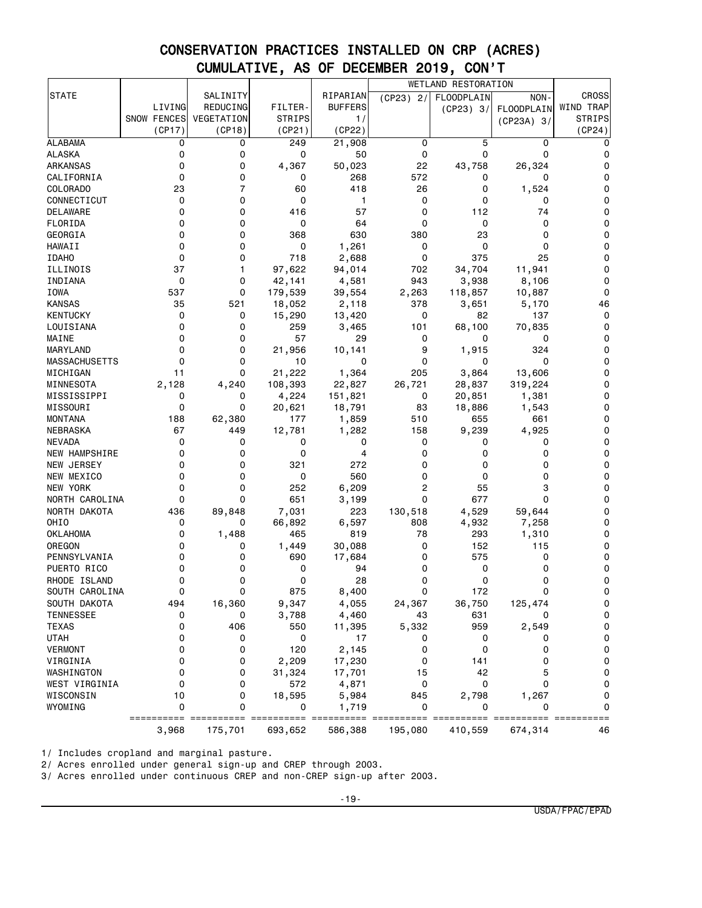# CONSERVATION PRACTICES INSTALLED ON CRP (ACRES)
## CUMULATIVE, AS OF DECEMBER 2019, CON'T

| STATE | LIVING SNOW FENCES (CP17) | SALINITY REDUCING VEGETATION (CP18) | FILTER-STRIPS (CP21) | RIPARIAN BUFFERS 1/ (CP22) | WETLAND RESTORATION (CP23) 2/ | FLOODPLAIN (CP23) 3/ | NON-FLOODPLAIN (CP23A) 3/ | CROSS WIND TRAP STRIPS (CP24) |
|---|---|---|---|---|---|---|---|---|
| ALABAMA | 0 | 0 | 249 | 21,908 | 0 | 5 | 0 | 0 |
| ALASKA | 0 | 0 | 0 | 50 | 0 | 0 | 0 | 0 |
| ARKANSAS | 0 | 0 | 4,367 | 50,023 | 22 | 43,758 | 26,324 | 0 |
| CALIFORNIA | 0 | 0 | 0 | 268 | 572 | 0 | 0 | 0 |
| COLORADO | 23 | 7 | 60 | 418 | 26 | 0 | 1,524 | 0 |
| CONNECTICUT | 0 | 0 | 0 | 1 | 0 | 0 | 0 | 0 |
| DELAWARE | 0 | 0 | 416 | 57 | 0 | 112 | 74 | 0 |
| FLORIDA | 0 | 0 | 0 | 64 | 0 | 0 | 0 | 0 |
| GEORGIA | 0 | 0 | 368 | 630 | 380 | 23 | 0 | 0 |
| HAWAII | 0 | 0 | 0 | 1,261 | 0 | 0 | 0 | 0 |
| IDAHO | 0 | 0 | 718 | 2,688 | 0 | 375 | 25 | 0 |
| ILLINOIS | 37 | 1 | 97,622 | 94,014 | 702 | 34,704 | 11,941 | 0 |
| INDIANA | 0 | 0 | 42,141 | 4,581 | 943 | 3,938 | 8,106 | 0 |
| IOWA | 537 | 0 | 179,539 | 39,554 | 2,263 | 118,857 | 10,887 | 0 |
| KANSAS | 35 | 521 | 18,052 | 2,118 | 378 | 3,651 | 5,170 | 46 |
| KENTUCKY | 0 | 0 | 15,290 | 13,420 | 0 | 82 | 137 | 0 |
| LOUISIANA | 0 | 0 | 259 | 3,465 | 101 | 68,100 | 70,835 | 0 |
| MAINE | 0 | 0 | 57 | 29 | 0 | 0 | 0 | 0 |
| MARYLAND | 0 | 0 | 21,956 | 10,141 | 9 | 1,915 | 324 | 0 |
| MASSACHUSETTS | 0 | 0 | 10 | 0 | 0 | 0 | 0 | 0 |
| MICHIGAN | 11 | 0 | 21,222 | 1,364 | 205 | 3,864 | 13,606 | 0 |
| MINNESOTA | 2,128 | 4,240 | 108,393 | 22,827 | 26,721 | 28,837 | 319,224 | 0 |
| MISSISSIPPI | 0 | 0 | 4,224 | 151,821 | 0 | 20,851 | 1,381 | 0 |
| MISSOURI | 0 | 0 | 20,621 | 18,791 | 83 | 18,886 | 1,543 | 0 |
| MONTANA | 188 | 62,380 | 177 | 1,859 | 510 | 655 | 661 | 0 |
| NEBRASKA | 67 | 449 | 12,781 | 1,282 | 158 | 9,239 | 4,925 | 0 |
| NEVADA | 0 | 0 | 0 | 0 | 0 | 0 | 0 | 0 |
| NEW HAMPSHIRE | 0 | 0 | 0 | 4 | 0 | 0 | 0 | 0 |
| NEW JERSEY | 0 | 0 | 321 | 272 | 0 | 0 | 0 | 0 |
| NEW MEXICO | 0 | 0 | 0 | 560 | 0 | 0 | 0 | 0 |
| NEW YORK | 0 | 0 | 252 | 6,209 | 2 | 55 | 3 | 0 |
| NORTH CAROLINA | 0 | 0 | 651 | 3,199 | 0 | 677 | 0 | 0 |
| NORTH DAKOTA | 436 | 89,848 | 7,031 | 223 | 130,518 | 4,529 | 59,644 | 0 |
| OHIO | 0 | 0 | 66,892 | 6,597 | 808 | 4,932 | 7,258 | 0 |
| OKLAHOMA | 0 | 1,488 | 465 | 819 | 78 | 293 | 1,310 | 0 |
| OREGON | 0 | 0 | 1,449 | 30,088 | 0 | 152 | 115 | 0 |
| PENNSYLVANIA | 0 | 0 | 690 | 17,684 | 0 | 575 | 0 | 0 |
| PUERTO RICO | 0 | 0 | 0 | 94 | 0 | 0 | 0 | 0 |
| RHODE ISLAND | 0 | 0 | 0 | 28 | 0 | 0 | 0 | 0 |
| SOUTH CAROLINA | 0 | 0 | 875 | 8,400 | 0 | 172 | 0 | 0 |
| SOUTH DAKOTA | 494 | 16,360 | 9,347 | 4,055 | 24,367 | 36,750 | 125,474 | 0 |
| TENNESSEE | 0 | 0 | 3,788 | 4,460 | 43 | 631 | 0 | 0 |
| TEXAS | 0 | 406 | 550 | 11,395 | 5,332 | 959 | 2,549 | 0 |
| UTAH | 0 | 0 | 0 | 17 | 0 | 0 | 0 | 0 |
| VERMONT | 0 | 0 | 120 | 2,145 | 0 | 0 | 0 | 0 |
| VIRGINIA | 0 | 0 | 2,209 | 17,230 | 0 | 141 | 0 | 0 |
| WASHINGTON | 0 | 0 | 31,324 | 17,701 | 15 | 42 | 5 | 0 |
| WEST VIRGINIA | 0 | 0 | 572 | 4,871 | 0 | 0 | 0 | 0 |
| WISCONSIN | 10 | 0 | 18,595 | 5,984 | 845 | 2,798 | 1,267 | 0 |
| WYOMING | 0 | 0 | 0 | 1,719 | 0 | 0 | 0 | 0 |
| | 3,968 | 175,701 | 693,652 | 586,388 | 195,080 | 410,559 | 674,314 | 46 |

1/ Includes cropland and marginal pasture.

2/ Acres enrolled under general sign-up and CREP through 2003.

3/ Acres enrolled under continuous CREP and non-CREP sign-up after 2003.

USDA/FPAC/EPAD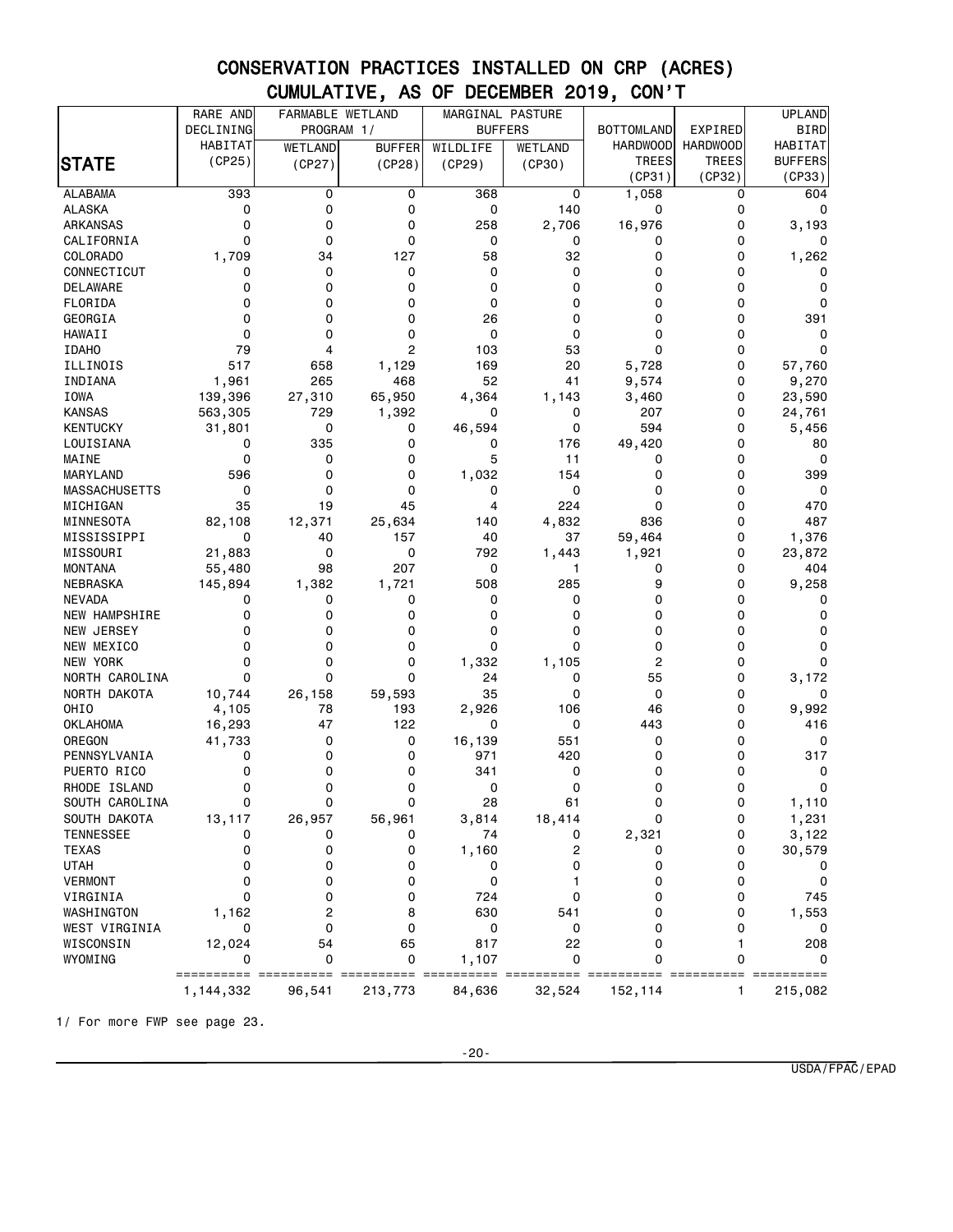# CONSERVATION PRACTICES INSTALLED ON CRP (ACRES)
## CUMULATIVE, AS OF DECEMBER 2019, CON'T

| STATE | RARE AND DECLINING HABITAT (CP25) | FARMABLE WETLAND PROGRAM 1/ | | MARGINAL PASTURE BUFFERS | | BOTTOMLAND HARDWOOD TREES (CP31) | EXPIRED HARDWOOD TREES (CP32) | UPLAND BIRD HABITAT BUFFERS (CP33) |
|---|---|---|---|---|---|---|---|---|
| | | WETLAND (CP27) | BUFFER (CP28) | WILDLIFE (CP29) | WETLAND (CP30) | | | |
| ALABAMA | 393 | 0 | 0 | 368 | 0 | 1,058 | 0 | 604 |
| ALASKA | 0 | 0 | 0 | 0 | 140 | 0 | 0 | 0 |
| ARKANSAS | 0 | 0 | 0 | 258 | 2,706 | 16,976 | 0 | 3,193 |
| CALIFORNIA | 0 | 0 | 0 | 0 | 0 | 0 | 0 | 0 |
| COLORADO | 1,709 | 34 | 127 | 58 | 32 | 0 | 0 | 1,262 |
| CONNECTICUT | 0 | 0 | 0 | 0 | 0 | 0 | 0 | 0 |
| DELAWARE | 0 | 0 | 0 | 0 | 0 | 0 | 0 | 0 |
| FLORIDA | 0 | 0 | 0 | 0 | 0 | 0 | 0 | 0 |
| GEORGIA | 0 | 0 | 0 | 26 | 0 | 0 | 0 | 391 |
| HAWAII | 0 | 0 | 0 | 0 | 0 | 0 | 0 | 0 |
| IDAHO | 79 | 4 | 2 | 103 | 53 | 0 | 0 | 0 |
| ILLINOIS | 517 | 658 | 1,129 | 169 | 20 | 5,728 | 0 | 57,760 |
| INDIANA | 1,961 | 265 | 468 | 52 | 41 | 9,574 | 0 | 9,270 |
| IOWA | 139,396 | 27,310 | 65,950 | 4,364 | 1,143 | 3,460 | 0 | 23,590 |
| KANSAS | 563,305 | 729 | 1,392 | 0 | 0 | 207 | 0 | 24,761 |
| KENTUCKY | 31,801 | 0 | 0 | 46,594 | 0 | 594 | 0 | 5,456 |
| LOUISIANA | 0 | 335 | 0 | 0 | 176 | 49,420 | 0 | 80 |
| MAINE | 0 | 0 | 0 | 5 | 11 | 0 | 0 | 0 |
| MARYLAND | 596 | 0 | 0 | 1,032 | 154 | 0 | 0 | 399 |
| MASSACHUSETTS | 0 | 0 | 0 | 0 | 0 | 0 | 0 | 0 |
| MICHIGAN | 35 | 19 | 45 | 4 | 224 | 0 | 0 | 470 |
| MINNESOTA | 82,108 | 12,371 | 25,634 | 140 | 4,832 | 836 | 0 | 487 |
| MISSISSIPPI | 0 | 40 | 157 | 40 | 37 | 59,464 | 0 | 1,376 |
| MISSOURI | 21,883 | 0 | 0 | 792 | 1,443 | 1,921 | 0 | 23,872 |
| MONTANA | 55,480 | 98 | 207 | 0 | 1 | 0 | 0 | 404 |
| NEBRASKA | 145,894 | 1,382 | 1,721 | 508 | 285 | 9 | 0 | 9,258 |
| NEVADA | 0 | 0 | 0 | 0 | 0 | 0 | 0 | 0 |
| NEW HAMPSHIRE | 0 | 0 | 0 | 0 | 0 | 0 | 0 | 0 |
| NEW JERSEY | 0 | 0 | 0 | 0 | 0 | 0 | 0 | 0 |
| NEW MEXICO | 0 | 0 | 0 | 0 | 0 | 0 | 0 | 0 |
| NEW YORK | 0 | 0 | 0 | 1,332 | 1,105 | 2 | 0 | 0 |
| NORTH CAROLINA | 0 | 0 | 0 | 24 | 0 | 55 | 0 | 3,172 |
| NORTH DAKOTA | 10,744 | 26,158 | 59,593 | 35 | 0 | 0 | 0 | 0 |
| OHIO | 4,105 | 78 | 193 | 2,926 | 106 | 46 | 0 | 9,992 |
| OKLAHOMA | 16,293 | 47 | 122 | 0 | 0 | 443 | 0 | 416 |
| OREGON | 41,733 | 0 | 0 | 16,139 | 551 | 0 | 0 | 0 |
| PENNSYLVANIA | 0 | 0 | 0 | 971 | 420 | 0 | 0 | 317 |
| PUERTO RICO | 0 | 0 | 0 | 341 | 0 | 0 | 0 | 0 |
| RHODE ISLAND | 0 | 0 | 0 | 0 | 0 | 0 | 0 | 0 |
| SOUTH CAROLINA | 0 | 0 | 0 | 28 | 61 | 0 | 0 | 1,110 |
| SOUTH DAKOTA | 13,117 | 26,957 | 56,961 | 3,814 | 18,414 | 0 | 0 | 1,231 |
| TENNESSEE | 0 | 0 | 0 | 74 | 0 | 2,321 | 0 | 3,122 |
| TEXAS | 0 | 0 | 0 | 1,160 | 2 | 0 | 0 | 30,579 |
| UTAH | 0 | 0 | 0 | 0 | 0 | 0 | 0 | 0 |
| VERMONT | 0 | 0 | 0 | 0 | 1 | 0 | 0 | 0 |
| VIRGINIA | 0 | 0 | 0 | 724 | 0 | 0 | 0 | 745 |
| WASHINGTON | 1,162 | 2 | 8 | 630 | 541 | 0 | 0 | 1,553 |
| WEST VIRGINIA | 0 | 0 | 0 | 0 | 0 | 0 | 0 | 0 |
| WISCONSIN | 12,024 | 54 | 65 | 817 | 22 | 0 | 1 | 208 |
| WYOMING | 0 | 0 | 0 | 1,107 | 0 | 0 | 0 | 0 |
| | 1,144,332 | 96,541 | 213,773 | 84,636 | 32,524 | 152,114 | 1 | 215,082 |

1/ For more FWP see page 23.

USDA/FPAC/EPAD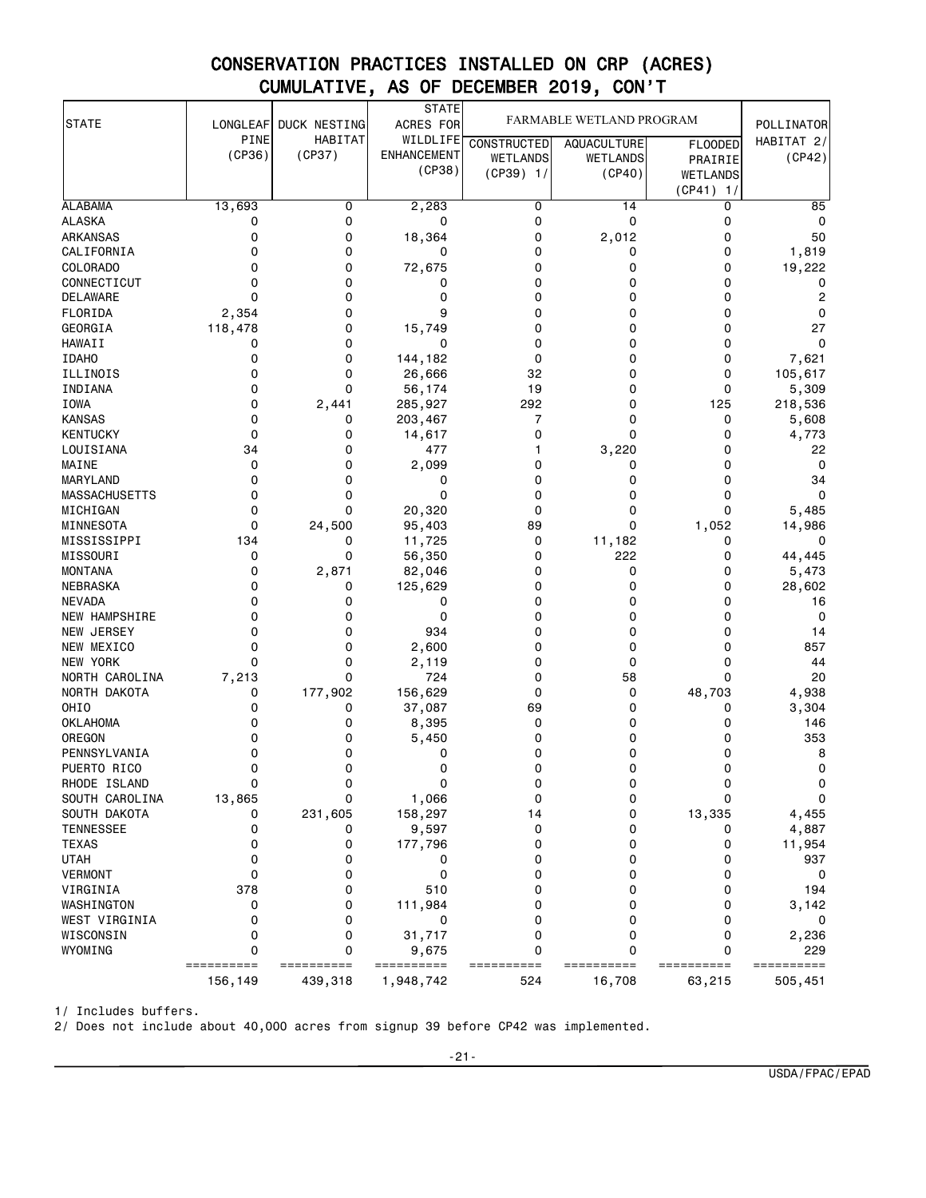# CONSERVATION PRACTICES INSTALLED ON CRP (ACRES)
## CUMULATIVE, AS OF DECEMBER 2019, CON'T

| STATE | LONGLEAF PINE (CP36) | DUCK NESTING HABITAT (CP37) | STATE ACRES FOR WILDLIFE ENHANCEMENT (CP38) | FARMABLE WETLAND PROGRAM | | | POLLINATOR HABITAT 2/ (CP42) |
|---|---|---|---|---|---|---|---|
| | | | | CONSTRUCTED WETLANDS (CP39) 1/ | AQUACULTURE WETLANDS (CP40) | FLOODED PRAIRIE WETLANDS (CP41) 1/ | |
| ALABAMA | 13,693 | 0 | 2,283 | 0 | 14 | 0 | 85 |
| ALASKA | 0 | 0 | 0 | 0 | 0 | 0 | 0 |
| ARKANSAS | 0 | 0 | 18,364 | 0 | 2,012 | 0 | 50 |
| CALIFORNIA | 0 | 0 | 0 | 0 | 0 | 0 | 1,819 |
| COLORADO | 0 | 0 | 72,675 | 0 | 0 | 0 | 19,222 |
| CONNECTICUT | 0 | 0 | 0 | 0 | 0 | 0 | 0 |
| DELAWARE | 0 | 0 | 0 | 0 | 0 | 0 | 2 |
| FLORIDA | 2,354 | 0 | 9 | 0 | 0 | 0 | 0 |
| GEORGIA | 118,478 | 0 | 15,749 | 0 | 0 | 0 | 27 |
| HAWAII | 0 | 0 | 0 | 0 | 0 | 0 | 0 |
| IDAHO | 0 | 0 | 144,182 | 0 | 0 | 0 | 7,621 |
| ILLINOIS | 0 | 0 | 26,666 | 32 | 0 | 0 | 105,617 |
| INDIANA | 0 | 0 | 56,174 | 19 | 0 | 0 | 5,309 |
| IOWA | 0 | 2,441 | 285,927 | 292 | 0 | 125 | 218,536 |
| KANSAS | 0 | 0 | 203,467 | 7 | 0 | 0 | 5,608 |
| KENTUCKY | 0 | 0 | 14,617 | 0 | 0 | 0 | 4,773 |
| LOUISIANA | 34 | 0 | 477 | 1 | 3,220 | 0 | 22 |
| MAINE | 0 | 0 | 2,099 | 0 | 0 | 0 | 0 |
| MARYLAND | 0 | 0 | 0 | 0 | 0 | 0 | 34 |
| MASSACHUSETTS | 0 | 0 | 0 | 0 | 0 | 0 | 0 |
| MICHIGAN | 0 | 0 | 20,320 | 0 | 0 | 0 | 5,485 |
| MINNESOTA | 0 | 24,500 | 95,403 | 89 | 0 | 1,052 | 14,986 |
| MISSISSIPPI | 134 | 0 | 11,725 | 0 | 11,182 | 0 | 0 |
| MISSOURI | 0 | 0 | 56,350 | 0 | 222 | 0 | 44,445 |
| MONTANA | 0 | 2,871 | 82,046 | 0 | 0 | 0 | 5,473 |
| NEBRASKA | 0 | 0 | 125,629 | 0 | 0 | 0 | 28,602 |
| NEVADA | 0 | 0 | 0 | 0 | 0 | 0 | 16 |
| NEW HAMPSHIRE | 0 | 0 | 0 | 0 | 0 | 0 | 0 |
| NEW JERSEY | 0 | 0 | 934 | 0 | 0 | 0 | 14 |
| NEW MEXICO | 0 | 0 | 2,600 | 0 | 0 | 0 | 857 |
| NEW YORK | 0 | 0 | 2,119 | 0 | 0 | 0 | 44 |
| NORTH CAROLINA | 7,213 | 0 | 724 | 0 | 58 | 0 | 20 |
| NORTH DAKOTA | 0 | 177,902 | 156,629 | 0 | 0 | 48,703 | 4,938 |
| OHIO | 0 | 0 | 37,087 | 69 | 0 | 0 | 3,304 |
| OKLAHOMA | 0 | 0 | 8,395 | 0 | 0 | 0 | 146 |
| OREGON | 0 | 0 | 5,450 | 0 | 0 | 0 | 353 |
| PENNSYLVANIA | 0 | 0 | 0 | 0 | 0 | 0 | 8 |
| PUERTO RICO | 0 | 0 | 0 | 0 | 0 | 0 | 0 |
| RHODE ISLAND | 0 | 0 | 0 | 0 | 0 | 0 | 0 |
| SOUTH CAROLINA | 13,865 | 0 | 1,066 | 0 | 0 | 0 | 0 |
| SOUTH DAKOTA | 0 | 231,605 | 158,297 | 14 | 0 | 13,335 | 4,455 |
| TENNESSEE | 0 | 0 | 9,597 | 0 | 0 | 0 | 4,887 |
| TEXAS | 0 | 0 | 177,796 | 0 | 0 | 0 | 11,954 |
| UTAH | 0 | 0 | 0 | 0 | 0 | 0 | 937 |
| VERMONT | 0 | 0 | 0 | 0 | 0 | 0 | 0 |
| VIRGINIA | 378 | 0 | 510 | 0 | 0 | 0 | 194 |
| WASHINGTON | 0 | 0 | 111,984 | 0 | 0 | 0 | 3,142 |
| WEST VIRGINIA | 0 | 0 | 0 | 0 | 0 | 0 | 0 |
| WISCONSIN | 0 | 0 | 31,717 | 0 | 0 | 0 | 2,236 |
| WYOMING | 0 | 0 | 9,675 | 0 | 0 | 0 | 229 |
| | 156,149 | 439,318 | 1,948,742 | 524 | 16,708 | 63,215 | 505,451 |

1/ Includes buffers.

2/ Does not include about 40,000 acres from signup 39 before CP42 was implemented.

USDA/FPAC/EPAD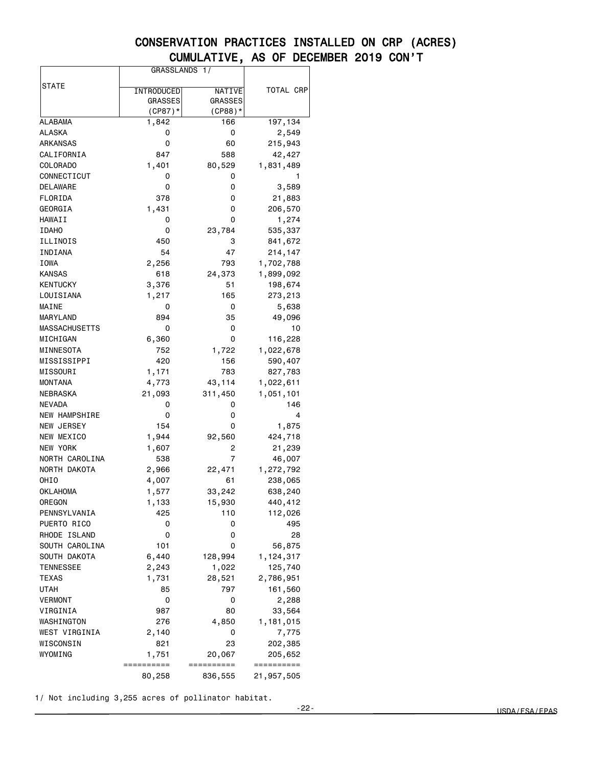# CONSERVATION PRACTICES INSTALLED ON CRP (ACRES)
## CUMULATIVE, AS OF DECEMBER 2019 CON'T

| STATE | GRASSLANDS 1/ | | TOTAL CRP |
|---|---|---|---|
| | INTRODUCED GRASSES (CP87)* | NATIVE GRASSES (CP88)* | |
| ALABAMA | 1,842 | 166 | 197,134 |
| ALASKA | 0 | 0 | 2,549 |
| ARKANSAS | 0 | 60 | 215,943 |
| CALIFORNIA | 847 | 588 | 42,427 |
| COLORADO | 1,401 | 80,529 | 1,831,489 |
| CONNECTICUT | 0 | 0 | 1 |
| DELAWARE | 0 | 0 | 3,589 |
| FLORIDA | 378 | 0 | 21,883 |
| GEORGIA | 1,431 | 0 | 206,570 |
| HAWAII | 0 | 0 | 1,274 |
| IDAHO | 0 | 23,784 | 535,337 |
| ILLINOIS | 450 | 3 | 841,672 |
| INDIANA | 54 | 47 | 214,147 |
| IOWA | 2,256 | 793 | 1,702,788 |
| KANSAS | 618 | 24,373 | 1,899,092 |
| KENTUCKY | 3,376 | 51 | 198,674 |
| LOUISIANA | 1,217 | 165 | 273,213 |
| MAINE | 0 | 0 | 5,638 |
| MARYLAND | 894 | 35 | 49,096 |
| MASSACHUSETTS | 0 | 0 | 10 |
| MICHIGAN | 6,360 | 0 | 116,228 |
| MINNESOTA | 752 | 1,722 | 1,022,678 |
| MISSISSIPPI | 420 | 156 | 590,407 |
| MISSOURI | 1,171 | 783 | 827,783 |
| MONTANA | 4,773 | 43,114 | 1,022,611 |
| NEBRASKA | 21,093 | 311,450 | 1,051,101 |
| NEVADA | 0 | 0 | 146 |
| NEW HAMPSHIRE | 0 | 0 | 4 |
| NEW JERSEY | 154 | 0 | 1,875 |
| NEW MEXICO | 1,944 | 92,560 | 424,718 |
| NEW YORK | 1,607 | 2 | 21,239 |
| NORTH CAROLINA | 538 | 7 | 46,007 |
| NORTH DAKOTA | 2,966 | 22,471 | 1,272,792 |
| OHIO | 4,007 | 61 | 238,065 |
| OKLAHOMA | 1,577 | 33,242 | 638,240 |
| OREGON | 1,133 | 15,930 | 440,412 |
| PENNSYLVANIA | 425 | 110 | 112,026 |
| PUERTO RICO | 0 | 0 | 495 |
| RHODE ISLAND | 0 | 0 | 28 |
| SOUTH CAROLINA | 101 | 0 | 56,875 |
| SOUTH DAKOTA | 6,440 | 128,994 | 1,124,317 |
| TENNESSEE | 2,243 | 1,022 | 125,740 |
| TEXAS | 1,731 | 28,521 | 2,786,951 |
| UTAH | 85 | 797 | 161,560 |
| VERMONT | 0 | 0 | 2,288 |
| VIRGINIA | 987 | 80 | 33,564 |
| WASHINGTON | 276 | 4,850 | 1,181,015 |
| WEST VIRGINIA | 2,140 | 0 | 7,775 |
| WISCONSIN | 821 | 23 | 202,385 |
| WYOMING | 1,751 | 20,067 | 205,652 |
| | 80,258 | 836,555 | 21,957,505 |

1/ Not including 3,255 acres of pollinator habitat.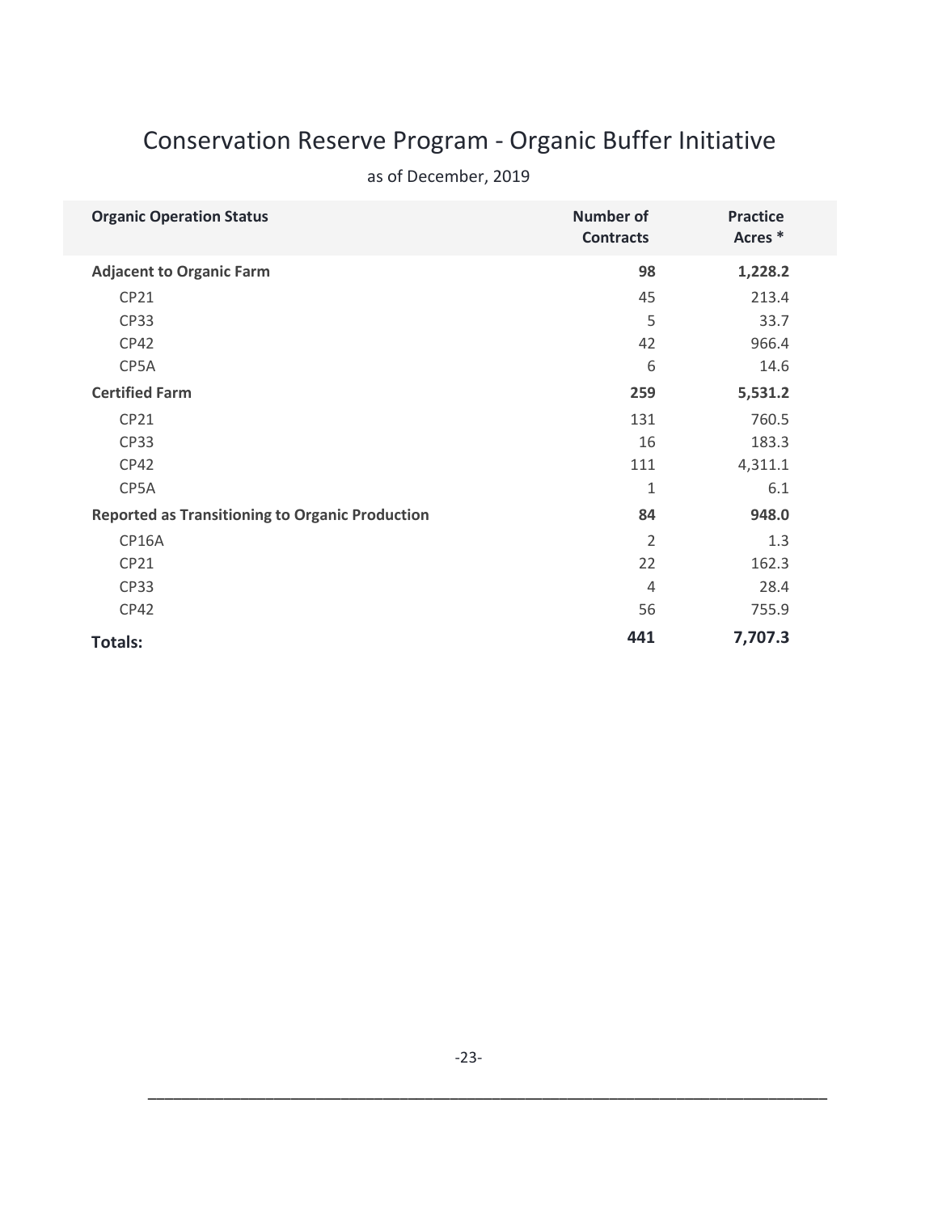# Conservation Reserve Program - Organic Buffer Initiative

as of December, 2019

| Organic Operation Status | Number of Contracts | Practice Acres * |
|---|---|---|
| **Adjacent to Organic Farm** | **98** | **1,228.2** |
| CP21 | 45 | 213.4 |
| CP33 | 5 | 33.7 |
| CP42 | 42 | 966.4 |
| CP5A | 6 | 14.6 |
| **Certified Farm** | **259** | **5,531.2** |
| CP21 | 131 | 760.5 |
| CP33 | 16 | 183.3 |
| CP42 | 111 | 4,311.1 |
| CP5A | 1 | 6.1 |
| **Reported as Transitioning to Organic Production** | **84** | **948.0** |
| CP16A | 2 | 1.3 |
| CP21 | 22 | 162.3 |
| CP33 | 4 | 28.4 |
| CP42 | 56 | 755.9 |
| **Totals:** | **441** | **7,707.3** |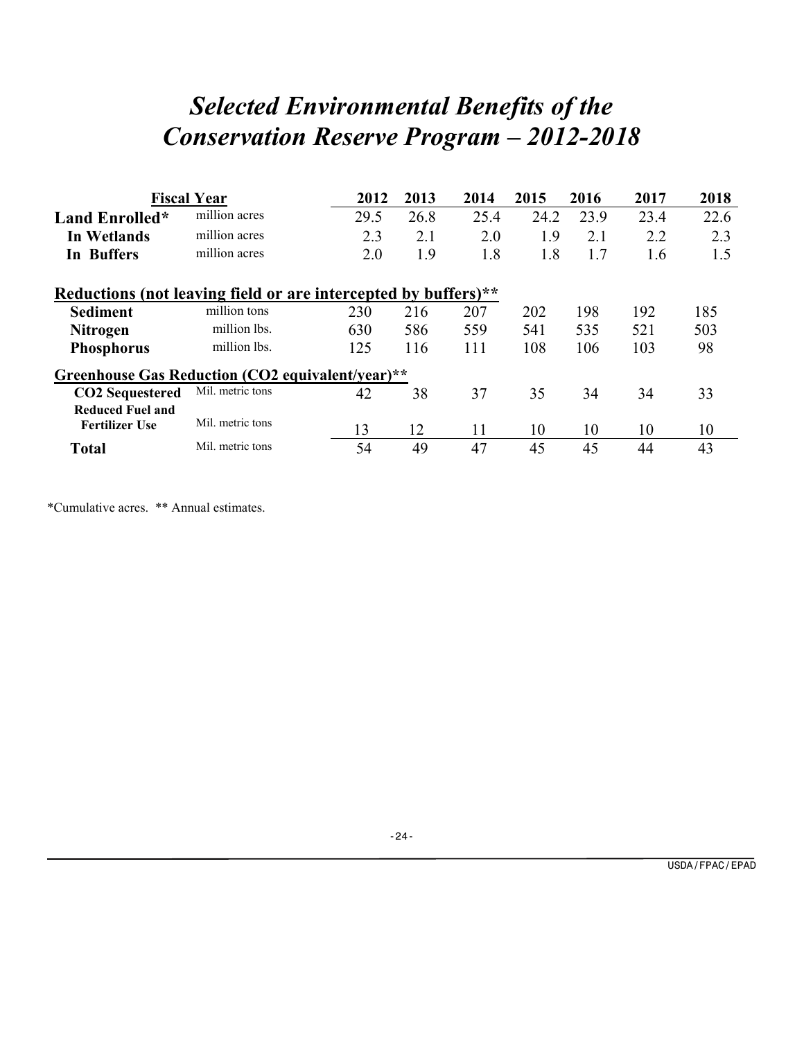# *Selected Environmental Benefits of the Conservation Reserve Program – 2012-2018*

| Fiscal Year | | 2012 | 2013 | 2014 | 2015 | 2016 | 2017 | 2018 |
|---|---|---|---|---|---|---|---|---|
| **Land Enrolled*** | million acres | 29.5 | 26.8 | 25.4 | 24.2 | 23.9 | 23.4 | 22.6 |
| **In Wetlands** | million acres | 2.3 | 2.1 | 2.0 | 1.9 | 2.1 | 2.2 | 2.3 |
| **In Buffers** | million acres | 2.0 | 1.9 | 1.8 | 1.8 | 1.7 | 1.6 | 1.5 |
| **Reductions (not leaving field or are intercepted by buffers)**** | | | | | | | | |
| **Sediment** | million tons | 230 | 216 | 207 | 202 | 198 | 192 | 185 |
| **Nitrogen** | million lbs. | 630 | 586 | 559 | 541 | 535 | 521 | 503 |
| **Phosphorus** | million lbs. | 125 | 116 | 111 | 108 | 106 | 103 | 98 |
| **Greenhouse Gas Reduction ($CO_2$ equivalent/year)**** | | | | | | | | |
| **$CO_2$ Sequestered** | Mil. metric tons | 42 | 38 | 37 | 35 | 34 | 34 | 33 |
| **Reduced Fuel and Fertilizer Use** | Mil. metric tons | 13 | 12 | 11 | 10 | 10 | 10 | 10 |
| **Total** | Mil. metric tons | 54 | 49 | 47 | 45 | 45 | 44 | 43 |

*Cumulative acres. ** Annual estimates.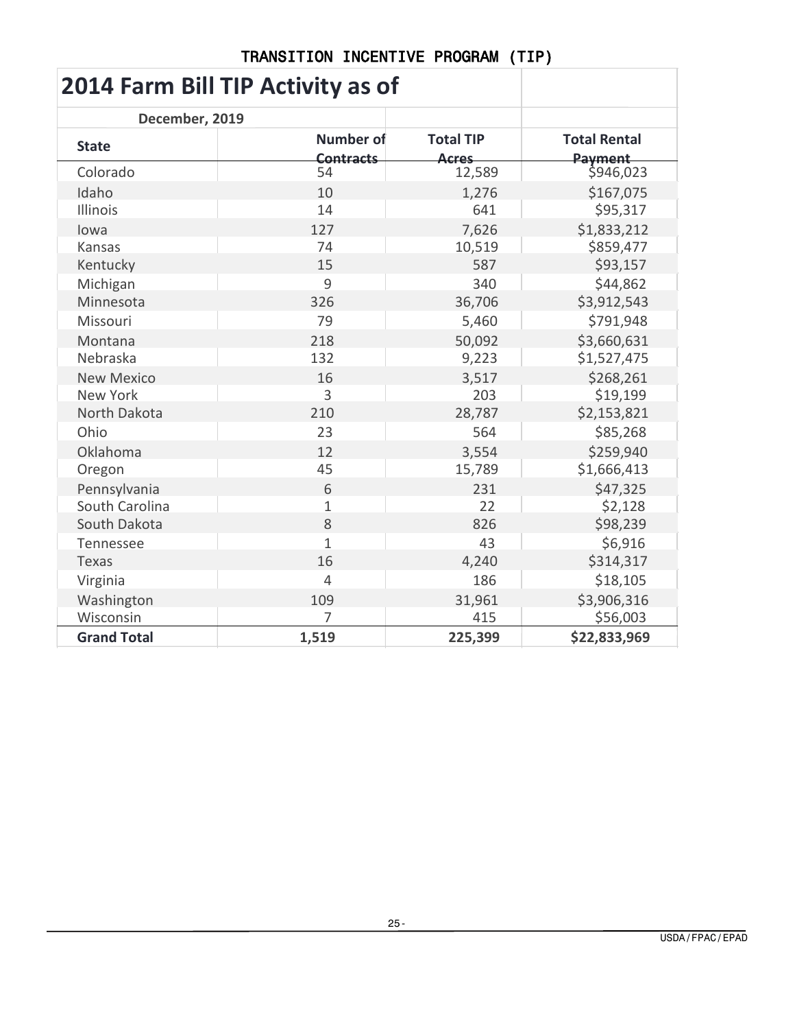# TRANSITION INCENTIVE PROGRAM (TIP)

## 2014 Farm Bill TIP Activity as of

**December, 2019**

| State | Number of Contracts | Total TIP Acres | Total Rental Payment |
|---|---|---|---|
| Colorado | 54 | 12,589 | $946,023 |
| Idaho | 10 | 1,276 | $167,075 |
| Illinois | 14 | 641 | $95,317 |
| Iowa | 127 | 7,626 | $1,833,212 |
| Kansas | 74 | 10,519 | $859,477 |
| Kentucky | 15 | 587 | $93,157 |
| Michigan | 9 | 340 | $44,862 |
| Minnesota | 326 | 36,706 | $3,912,543 |
| Missouri | 79 | 5,460 | $791,948 |
| Montana | 218 | 50,092 | $3,660,631 |
| Nebraska | 132 | 9,223 | $1,527,475 |
| New Mexico | 16 | 3,517 | $268,261 |
| New York | 3 | 203 | $19,199 |
| North Dakota | 210 | 28,787 | $2,153,821 |
| Ohio | 23 | 564 | $85,268 |
| Oklahoma | 12 | 3,554 | $259,940 |
| Oregon | 45 | 15,789 | $1,666,413 |
| Pennsylvania | 6 | 231 | $47,325 |
| South Carolina | 1 | 22 | $2,128 |
| South Dakota | 8 | 826 | $98,239 |
| Tennessee | 1 | 43 | $6,916 |
| Texas | 16 | 4,240 | $314,317 |
| Virginia | 4 | 186 | $18,105 |
| Washington | 109 | 31,961 | $3,906,316 |
| Wisconsin | 7 | 415 | $56,003 |
| **Grand Total** | **1,519** | **225,399** | **$22,833,969** |

USDA/FPAC/EPAD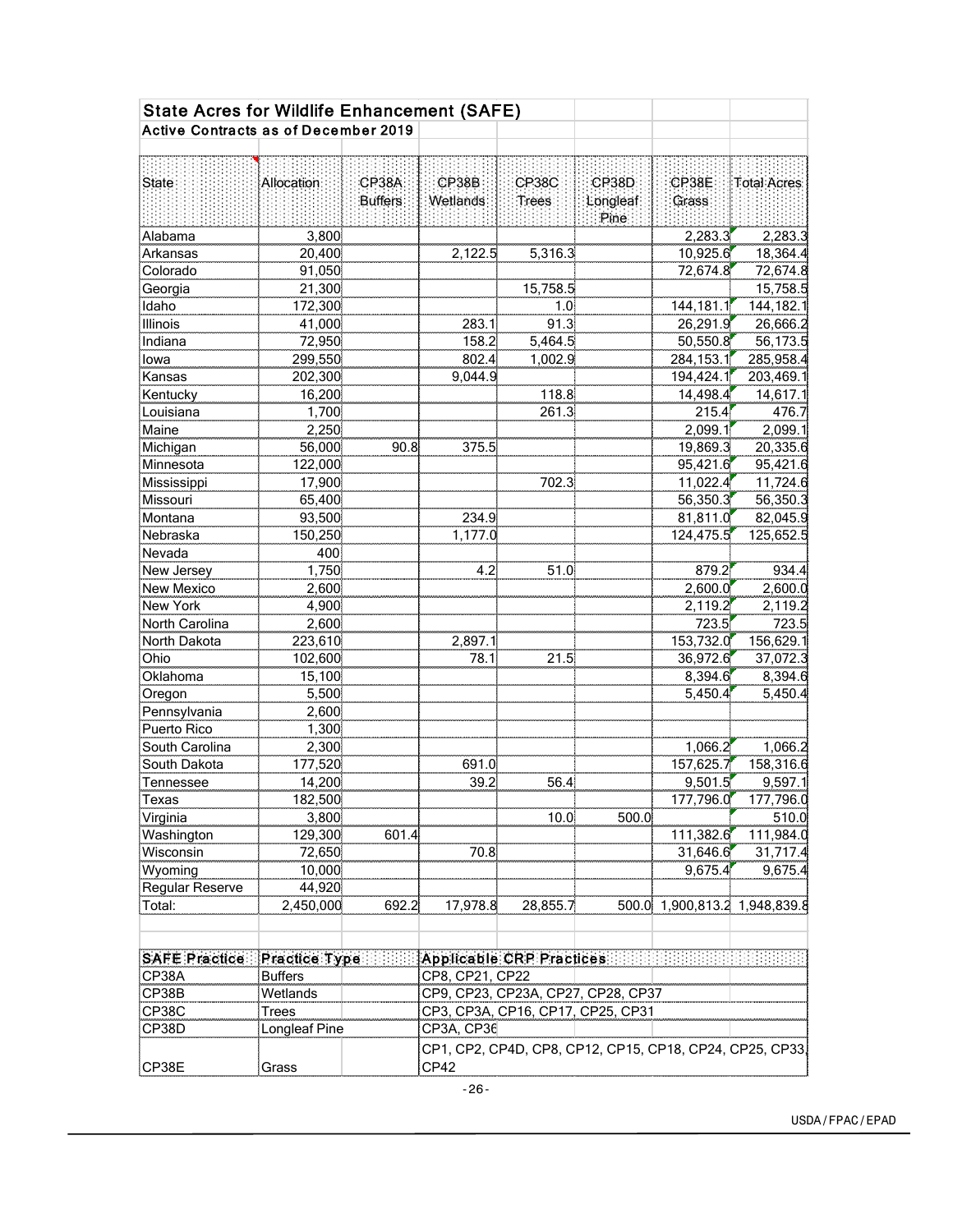## State Acres for Wildlife Enhancement (SAFE)

### Active Contracts as of December 2019

| State | Allocation | CP38A Buffers | CP38B Wetlands | CP38C Trees | CP38D Longleaf Pine | CP38E Grass | Total Acres |
|---|---|---|---|---|---|---|---|
| Alabama | 3,800 | | | | | 2,283.3 | 2,283.3 |
| Arkansas | 20,400 | | 2,122.5 | 5,316.3 | | 10,925.6 | 18,364.4 |
| Colorado | 91,050 | | | | | 72,674.8 | 72,674.8 |
| Georgia | 21,300 | | | 15,758.5 | | | 15,758.5 |
| Idaho | 172,300 | | | 1.0 | | 144,181.1 | 144,182.1 |
| Illinois | 41,000 | | 283.1 | 91.3 | | 26,291.9 | 26,666.2 |
| Indiana | 72,950 | | 158.2 | 5,464.5 | | 50,550.8 | 56,173.5 |
| Iowa | 299,550 | | 802.4 | 1,002.9 | | 284,153.1 | 285,958.4 |
| Kansas | 202,300 | | 9,044.9 | | | 194,424.1 | 203,469.1 |
| Kentucky | 16,200 | | | 118.8 | | 14,498.4 | 14,617.1 |
| Louisiana | 1,700 | | | 261.3 | | 215.4 | 476.7 |
| Maine | 2,250 | | | | | 2,099.1 | 2,099.1 |
| Michigan | 56,000 | 90.8 | 375.5 | | | 19,869.3 | 20,335.6 |
| Minnesota | 122,000 | | | | | 95,421.6 | 95,421.6 |
| Mississippi | 17,900 | | | 702.3 | | 11,022.4 | 11,724.6 |
| Missouri | 65,400 | | | | | 56,350.3 | 56,350.3 |
| Montana | 93,500 | | 234.9 | | | 81,811.0 | 82,045.9 |
| Nebraska | 150,250 | | 1,177.0 | | | 124,475.5 | 125,652.5 |
| Nevada | 400 | | | | | | |
| New Jersey | 1,750 | | 4.2 | 51.0 | | 879.2 | 934.4 |
| New Mexico | 2,600 | | | | | 2,600.0 | 2,600.0 |
| New York | 4,900 | | | | | 2,119.2 | 2,119.2 |
| North Carolina | 2,600 | | | | | 723.5 | 723.5 |
| North Dakota | 223,610 | | 2,897.1 | | | 153,732.0 | 156,629.1 |
| Ohio | 102,600 | | 78.1 | 21.5 | | 36,972.6 | 37,072.3 |
| Oklahoma | 15,100 | | | | | 8,394.6 | 8,394.6 |
| Oregon | 5,500 | | | | | 5,450.4 | 5,450.4 |
| Pennsylvania | 2,600 | | | | | | |
| Puerto Rico | 1,300 | | | | | | |
| South Carolina | 2,300 | | | | | 1,066.2 | 1,066.2 |
| South Dakota | 177,520 | | 691.0 | | | 157,625.7 | 158,316.6 |
| Tennessee | 14,200 | | 39.2 | 56.4 | | 9,501.5 | 9,597.1 |
| Texas | 182,500 | | | | | 177,796.0 | 177,796.0 |
| Virginia | 3,800 | | | 10.0 | 500.0 | | 510.0 |
| Washington | 129,300 | 601.4 | | | | 111,382.6 | 111,984.0 |
| Wisconsin | 72,650 | | 70.8 | | | 31,646.6 | 31,717.4 |
| Wyoming | 10,000 | | | | | 9,675.4 | 9,675.4 |
| Regular Reserve | 44,920 | | | | | | |
| Total: | 2,450,000 | 692.2 | 17,978.8 | 28,855.7 | 500.0 | 1,900,813.2 | 1,948,839.8 |

| SAFE Practice | Practice Type | Applicable CRP Practices |
|---|---|---|
| CP38A | Buffers | CP8, CP21, CP22 |
| CP38B | Wetlands | CP9, CP23, CP23A, CP27, CP28, CP37 |
| CP38C | Trees | CP3, CP3A, CP16, CP17, CP25, CP31 |
| CP38D | Longleaf Pine | CP3A, CP36 |
| CP38E | Grass | CP1, CP2, CP4D, CP8, CP12, CP15, CP18, CP24, CP25, CP33, CP42 |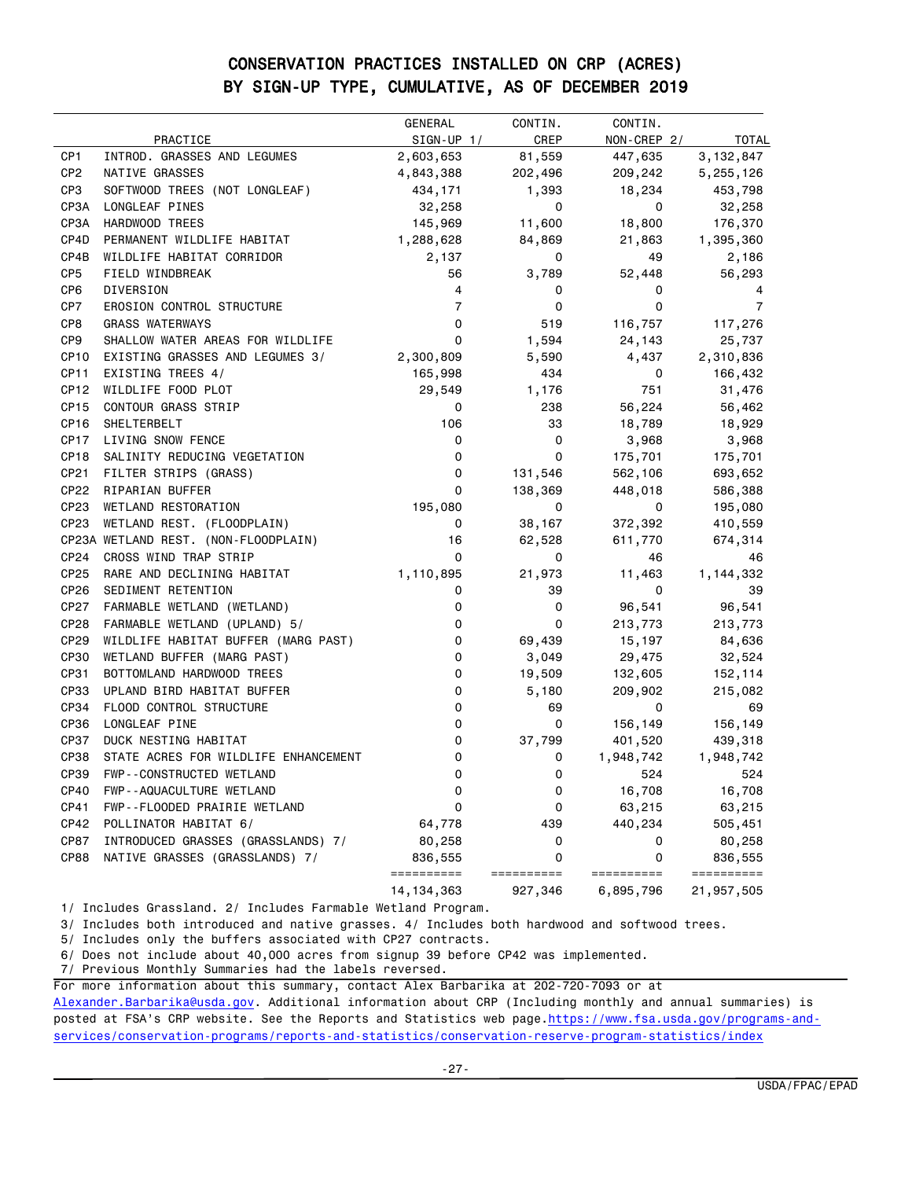# CONSERVATION PRACTICES INSTALLED ON CRP (ACRES)
# BY SIGN-UP TYPE, CUMULATIVE, AS OF DECEMBER 2019

| | PRACTICE | GENERAL SIGN-UP 1/ | CONTIN. CREP | CONTIN. NON-CREP 2/ | TOTAL |
|---|---|---|---|---|---|
| CP1 | INTROD. GRASSES AND LEGUMES | 2,603,653 | 81,559 | 447,635 | 3,132,847 |
| CP2 | NATIVE GRASSES | 4,843,388 | 202,496 | 209,242 | 5,255,126 |
| CP3 | SOFTWOOD TREES (NOT LONGLEAF) | 434,171 | 1,393 | 18,234 | 453,798 |
| CP3A | LONGLEAF PINES | 32,258 | 0 | 0 | 32,258 |
| CP3A | HARDWOOD TREES | 145,969 | 11,600 | 18,800 | 176,370 |
| CP4D | PERMANENT WILDLIFE HABITAT | 1,288,628 | 84,869 | 21,863 | 1,395,360 |
| CP4B | WILDLIFE HABITAT CORRIDOR | 2,137 | 0 | 49 | 2,186 |
| CP5 | FIELD WINDBREAK | 56 | 3,789 | 52,448 | 56,293 |
| CP6 | DIVERSION | 4 | 0 | 0 | 4 |
| CP7 | EROSION CONTROL STRUCTURE | 7 | 0 | 0 | 7 |
| CP8 | GRASS WATERWAYS | 0 | 519 | 116,757 | 117,276 |
| CP9 | SHALLOW WATER AREAS FOR WILDLIFE | 0 | 1,594 | 24,143 | 25,737 |
| CP10 | EXISTING GRASSES AND LEGUMES 3/ | 2,300,809 | 5,590 | 4,437 | 2,310,836 |
| CP11 | EXISTING TREES 4/ | 165,998 | 434 | 0 | 166,432 |
| CP12 | WILDLIFE FOOD PLOT | 29,549 | 1,176 | 751 | 31,476 |
| CP15 | CONTOUR GRASS STRIP | 0 | 238 | 56,224 | 56,462 |
| CP16 | SHELTERBELT | 106 | 33 | 18,789 | 18,929 |
| CP17 | LIVING SNOW FENCE | 0 | 0 | 3,968 | 3,968 |
| CP18 | SALINITY REDUCING VEGETATION | 0 | 0 | 175,701 | 175,701 |
| CP21 | FILTER STRIPS (GRASS) | 0 | 131,546 | 562,106 | 693,652 |
| CP22 | RIPARIAN BUFFER | 0 | 138,369 | 448,018 | 586,388 |
| CP23 | WETLAND RESTORATION | 195,080 | 0 | 0 | 195,080 |
| CP23 | WETLAND REST. (FLOODPLAIN) | 0 | 38,167 | 372,392 | 410,559 |
| CP23A | WETLAND REST. (NON-FLOODPLAIN) | 16 | 62,528 | 611,770 | 674,314 |
| CP24 | CROSS WIND TRAP STRIP | 0 | 0 | 46 | 46 |
| CP25 | RARE AND DECLINING HABITAT | 1,110,895 | 21,973 | 11,463 | 1,144,332 |
| CP26 | SEDIMENT RETENTION | 0 | 39 | 0 | 39 |
| CP27 | FARMABLE WETLAND (WETLAND) | 0 | 0 | 96,541 | 96,541 |
| CP28 | FARMABLE WETLAND (UPLAND) 5/ | 0 | 0 | 213,773 | 213,773 |
| CP29 | WILDLIFE HABITAT BUFFER (MARG PAST) | 0 | 69,439 | 15,197 | 84,636 |
| CP30 | WETLAND BUFFER (MARG PAST) | 0 | 3,049 | 29,475 | 32,524 |
| CP31 | BOTTOMLAND HARDWOOD TREES | 0 | 19,509 | 132,605 | 152,114 |
| CP33 | UPLAND BIRD HABITAT BUFFER | 0 | 5,180 | 209,902 | 215,082 |
| CP34 | FLOOD CONTROL STRUCTURE | 0 | 69 | 0 | 69 |
| CP36 | LONGLEAF PINE | 0 | 0 | 156,149 | 156,149 |
| CP37 | DUCK NESTING HABITAT | 0 | 37,799 | 401,520 | 439,318 |
| CP38 | STATE ACRES FOR WILDLIFE ENHANCEMENT | 0 | 0 | 1,948,742 | 1,948,742 |
| CP39 | FWP--CONSTRUCTED WETLAND | 0 | 0 | 524 | 524 |
| CP40 | FWP--AQUACULTURE WETLAND | 0 | 0 | 16,708 | 16,708 |
| CP41 | FWP--FLOODED PRAIRIE WETLAND | 0 | 0 | 63,215 | 63,215 |
| CP42 | POLLINATOR HABITAT 6/ | 64,778 | 439 | 440,234 | 505,451 |
| CP87 | INTRODUCED GRASSES (GRASSLANDS) 7/ | 80,258 | 0 | 0 | 80,258 |
| CP88 | NATIVE GRASSES (GRASSLANDS) 7/ | 836,555 | 0 | 0 | 836,555 |
| | | 14,134,363 | 927,346 | 6,895,796 | 21,957,505 |

1/ Includes Grassland. 2/ Includes Farmable Wetland Program.

3/ Includes both introduced and native grasses. 4/ Includes both hardwood and softwood trees.

5/ Includes only the buffers associated with CP27 contracts.

6/ Does not include about 40,000 acres from signup 39 before CP42 was implemented.

7/ Previous Monthly Summaries had the labels reversed.

For more information about this summary, contact Alex Barbarika at 202-720-7093 or at Alexander.Barbarika@usda.gov. Additional information about CRP (Including monthly and annual summaries) is posted at FSA's CRP website. See the Reports and Statistics web page.https://www.fsa.usda.gov/programs-and-services/conservation-programs/reports-and-statistics/conservation-reserve-program-statistics/index

USDA/FPAC/EPAD